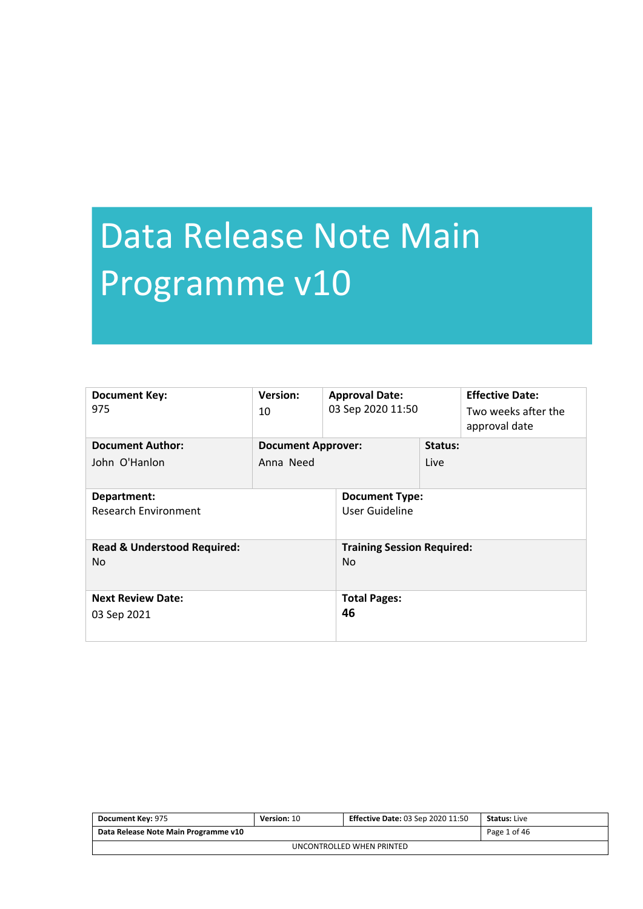# Data Release Note Main Programme v10

| Document Key: 975 | Version: 10 | Approval Date: 03 Sep 2020 11:50 | Effective Date: Two weeks after the approval date |
|---|---|---|---|
| **Document Author:** John O'Hanlon | **Document Approver:** Anna Need | **Status:** Live | |
| **Department:** Research Environment | | **Document Type:** User Guideline | |
| **Read & Understood Required:** No | | **Training Session Required:** No | |
| **Next Review Date:** 03 Sep 2021 | | **Total Pages:** 46 | |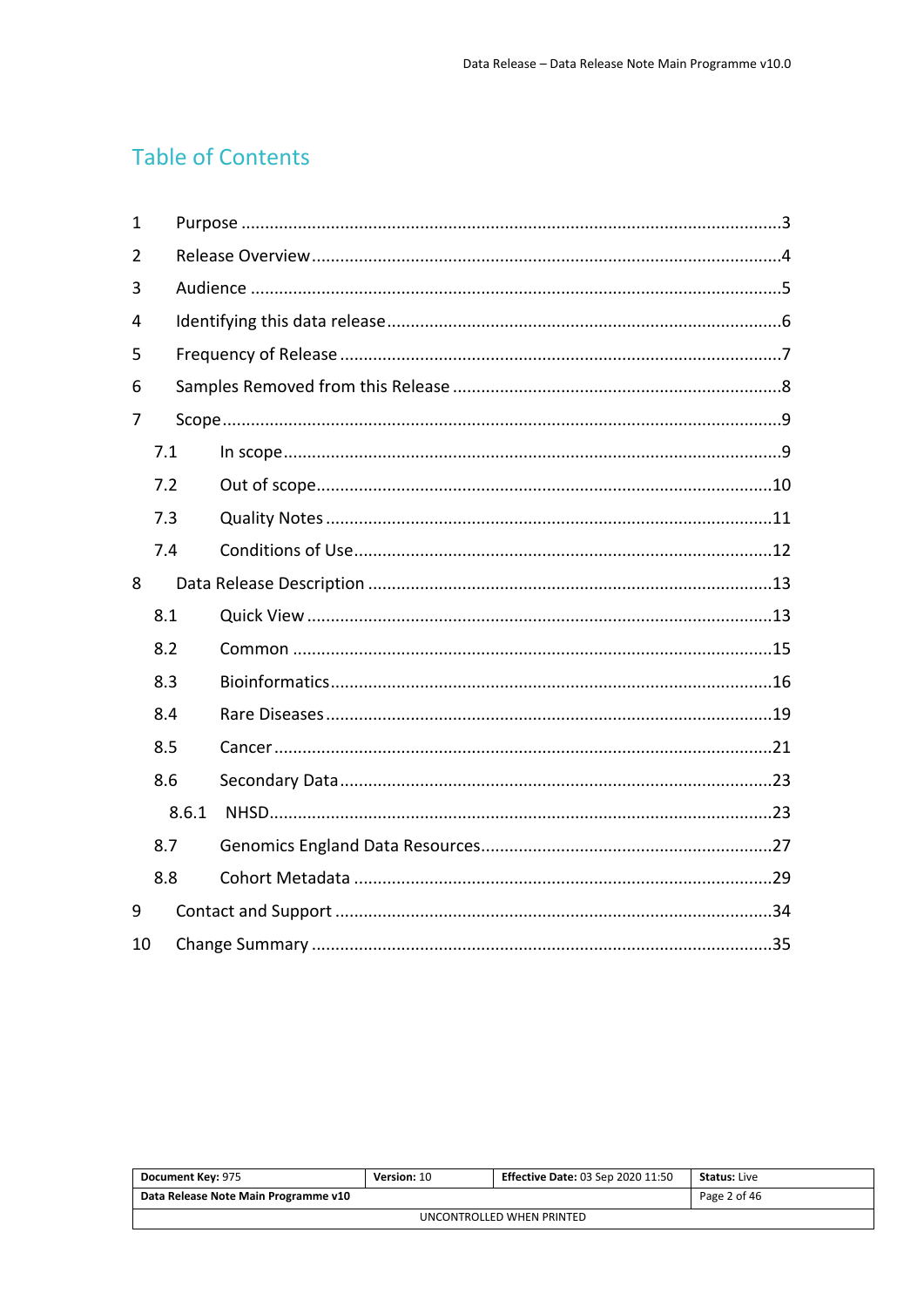# Table of Contents

1 Purpose ........................................................................................................3
2 Release Overview ..........................................................................................4
3 Audience .......................................................................................................5
4 Identifying this data release ..........................................................................6
5 Frequency of Release ....................................................................................7
6 Samples Removed from this Release ............................................................8
7 Scope ............................................................................................................9
  7.1 In scope ...................................................................................................9
  7.2 Out of scope ...........................................................................................10
  7.3 Quality Notes .........................................................................................11
  7.4 Conditions of Use ...................................................................................12
8 Data Release Description ............................................................................13
  8.1 Quick View .............................................................................................13
  8.2 Common ................................................................................................15
  8.3 Bioinformatics ........................................................................................16
  8.4 Rare Diseases .........................................................................................19
  8.5 Cancer ....................................................................................................21
  8.6 Secondary Data ......................................................................................23
    8.6.1 NHSD ................................................................................................23
  8.7 Genomics England Data Resources .........................................................27
  8.8 Cohort Metadata ....................................................................................29
9 Contact and Support ...................................................................................34
10 Change Summary .......................................................................................35

| Document Key: 975 | Version: 10 | Effective Date: 03 Sep 2020 11:50 | Status: Live |
|---|---|---|---|
| Data Release Note Main Programme v10 | | | |
| UNCONTROLLED WHEN PRINTED | | | |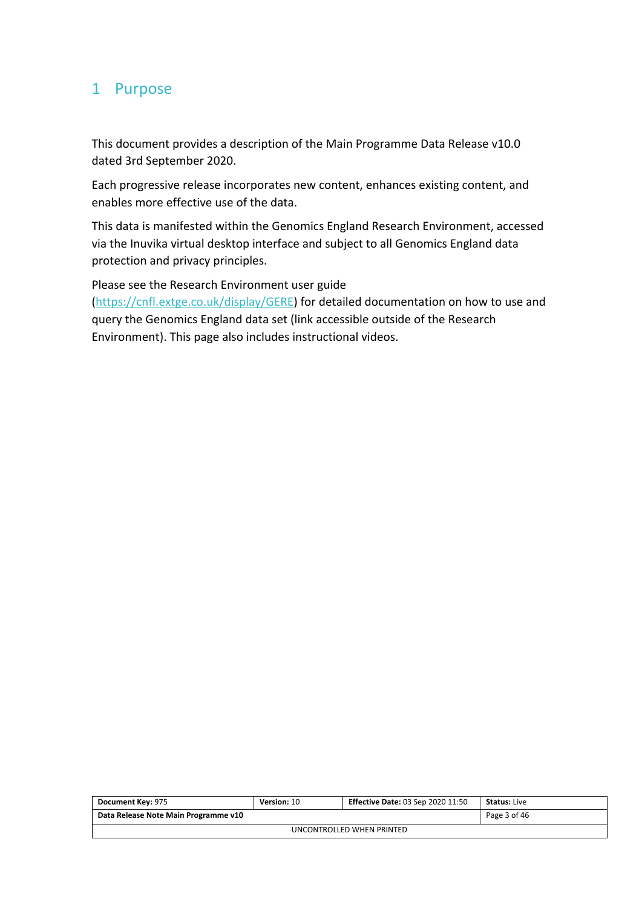# 1 Purpose

This document provides a description of the Main Programme Data Release v10.0 dated 3rd September 2020.

Each progressive release incorporates new content, enhances existing content, and enables more effective use of the data.

This data is manifested within the Genomics England Research Environment, accessed via the Inuvika virtual desktop interface and subject to all Genomics England data protection and privacy principles.

Please see the Research Environment user guide (https://cnfl.extge.co.uk/display/GERE) for detailed documentation on how to use and query the Genomics England data set (link accessible outside of the Research Environment). This page also includes instructional videos.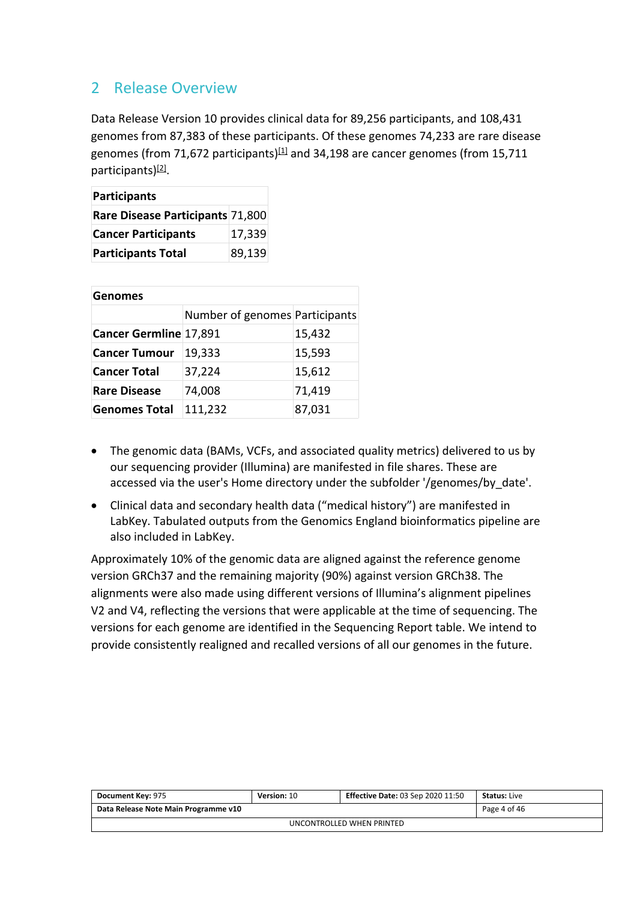## 2 Release Overview

Data Release Version 10 provides clinical data for 89,256 participants, and 108,431 genomes from 87,383 of these participants. Of these genomes 74,233 are rare disease genomes (from 71,672 participants)[1] and 34,198 are cancer genomes (from 15,711 participants)[2].

| Participants | |
|---|---|
| **Rare Disease Participants** | 71,800 |
| **Cancer Participants** | 17,339 |
| **Participants Total** | 89,139 |

| Genomes | | |
|---|---|---|
| | Number of genomes | Participants |
| **Cancer Germline** | 17,891 | 15,432 |
| **Cancer Tumour** | 19,333 | 15,593 |
| **Cancer Total** | 37,224 | 15,612 |
| **Rare Disease** | 74,008 | 71,419 |
| **Genomes Total** | 111,232 | 87,031 |

- The genomic data (BAMs, VCFs, and associated quality metrics) delivered to us by our sequencing provider (Illumina) are manifested in file shares. These are accessed via the user's Home directory under the subfolder '/genomes/by_date'.
- Clinical data and secondary health data ("medical history") are manifested in LabKey. Tabulated outputs from the Genomics England bioinformatics pipeline are also included in LabKey.

Approximately 10% of the genomic data are aligned against the reference genome version GRCh37 and the remaining majority (90%) against version GRCh38. The alignments were also made using different versions of Illumina's alignment pipelines V2 and V4, reflecting the versions that were applicable at the time of sequencing. The versions for each genome are identified in the Sequencing Report table. We intend to provide consistently realigned and recalled versions of all our genomes in the future.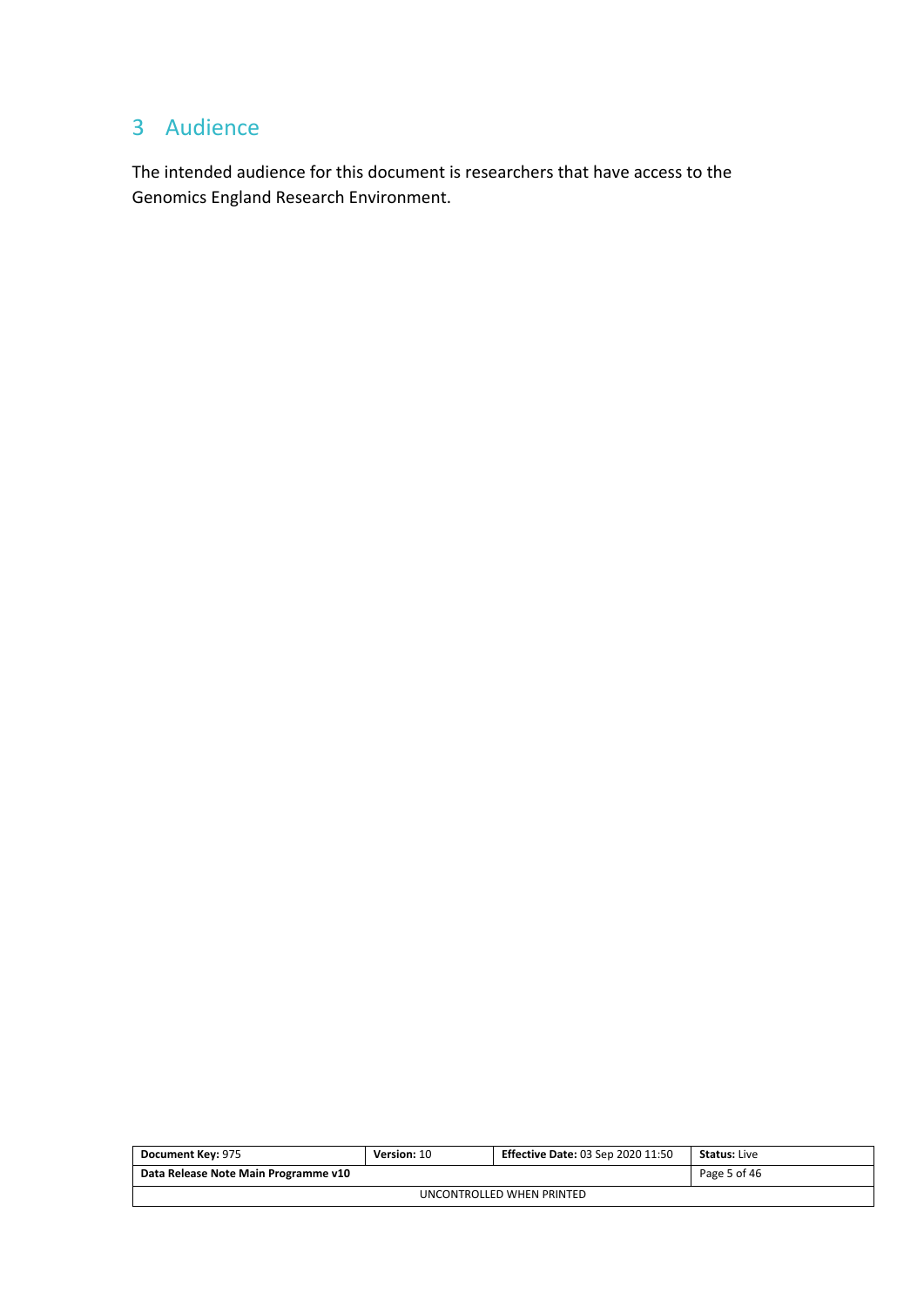# 3 Audience

The intended audience for this document is researchers that have access to the Genomics England Research Environment.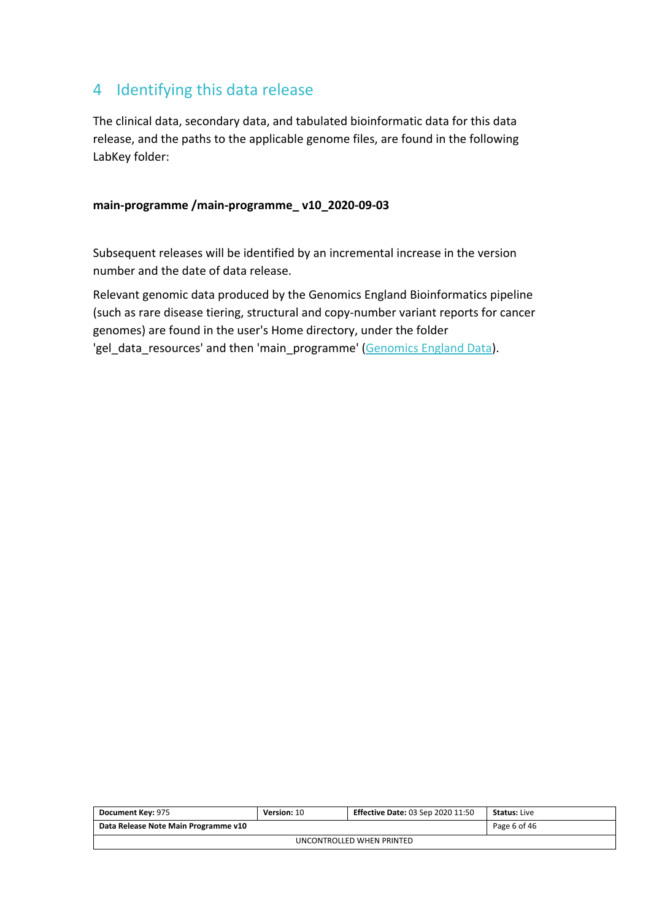# 4 Identifying this data release

The clinical data, secondary data, and tabulated bioinformatic data for this data release, and the paths to the applicable genome files, are found in the following LabKey folder:

**main-programme /main-programme_ v10_2020-09-03**

Subsequent releases will be identified by an incremental increase in the version number and the date of data release.

Relevant genomic data produced by the Genomics England Bioinformatics pipeline (such as rare disease tiering, structural and copy-number variant reports for cancer genomes) are found in the user's Home directory, under the folder 'gel_data_resources' and then 'main_programme' (Genomics England Data).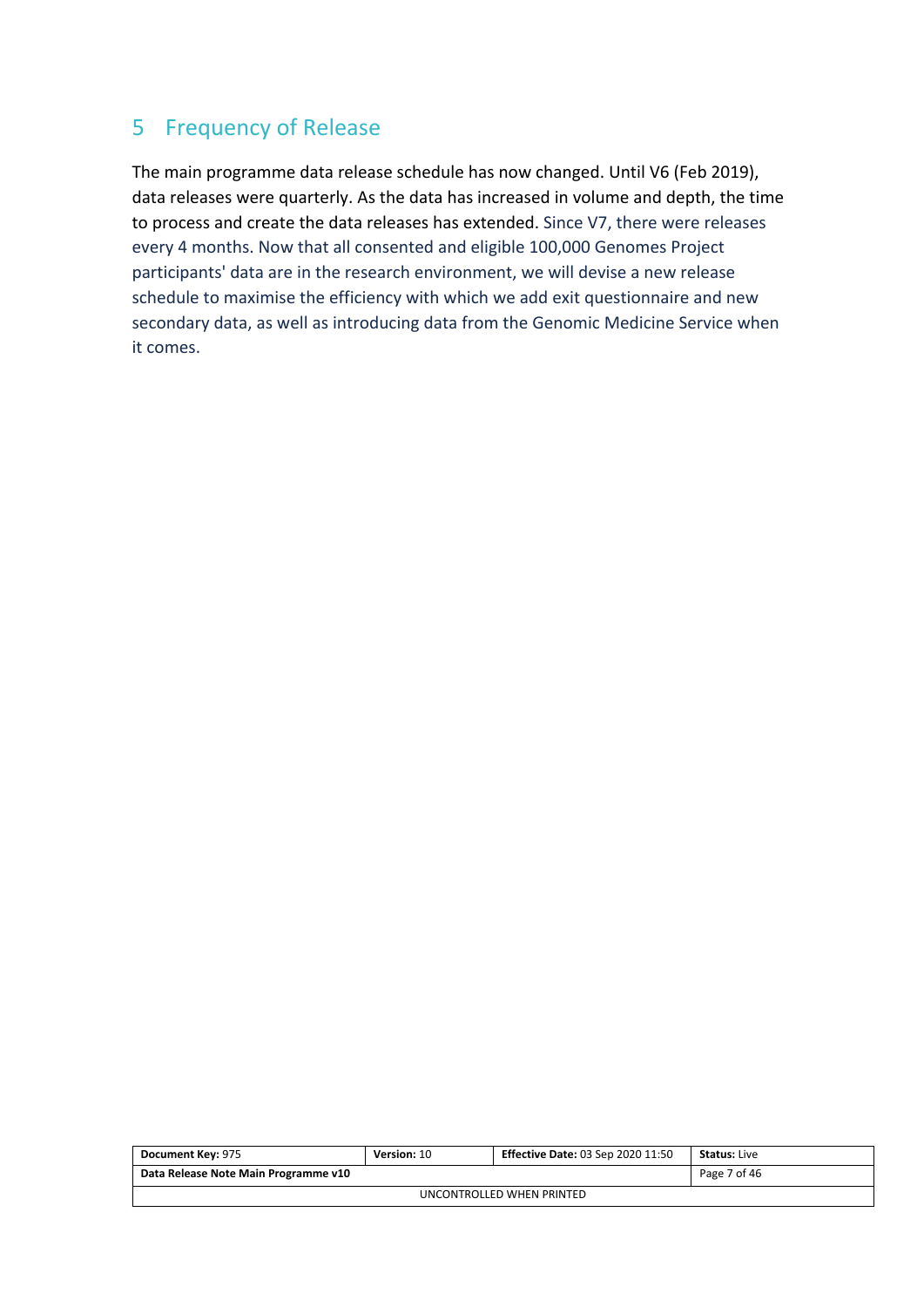# 5 Frequency of Release

The main programme data release schedule has now changed. Until V6 (Feb 2019), data releases were quarterly. As the data has increased in volume and depth, the time to process and create the data releases has extended. Since V7, there were releases every 4 months. Now that all consented and eligible 100,000 Genomes Project participants' data are in the research environment, we will devise a new release schedule to maximise the efficiency with which we add exit questionnaire and new secondary data, as well as introducing data from the Genomic Medicine Service when it comes.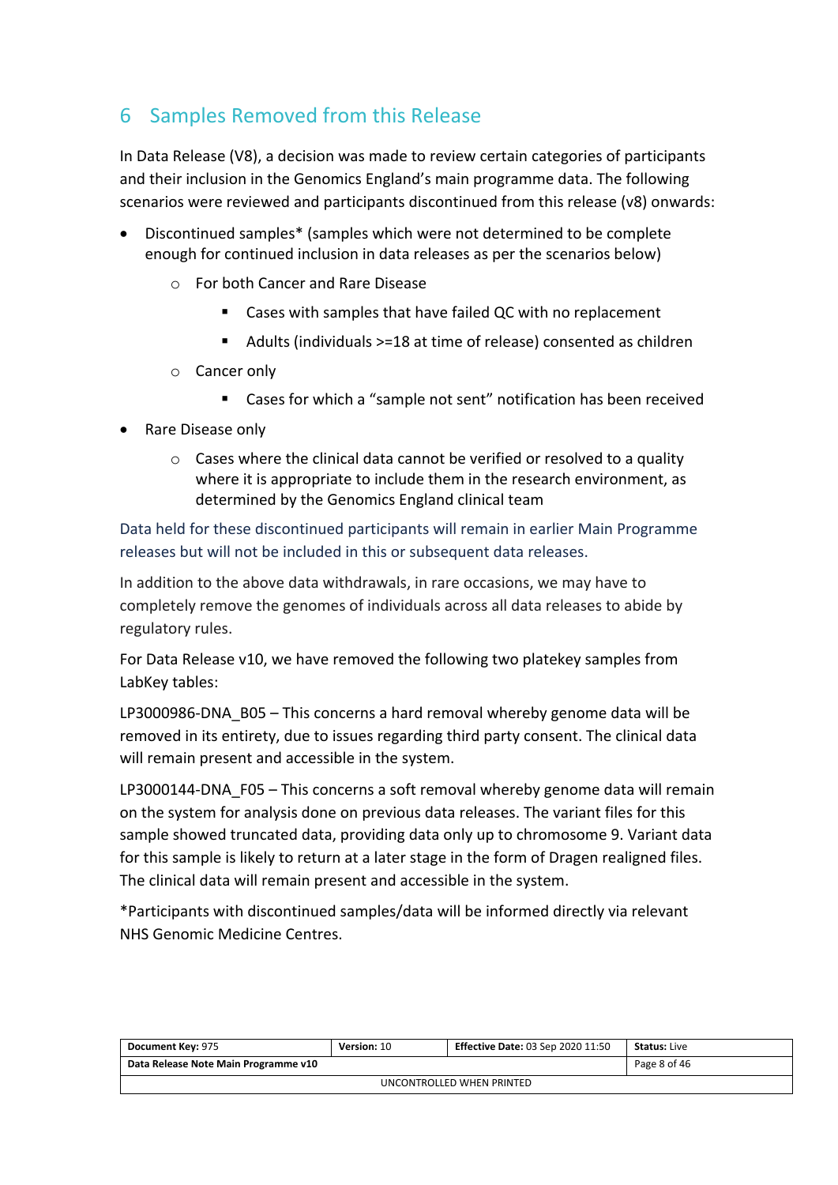## 6 Samples Removed from this Release

In Data Release (V8), a decision was made to review certain categories of participants and their inclusion in the Genomics England's main programme data. The following scenarios were reviewed and participants discontinued from this release (v8) onwards:

- Discontinued samples* (samples which were not determined to be complete enough for continued inclusion in data releases as per the scenarios below)
  - For both Cancer and Rare Disease
    - Cases with samples that have failed QC with no replacement
    - Adults (individuals >=18 at time of release) consented as children
  - Cancer only
    - Cases for which a "sample not sent" notification has been received
- Rare Disease only
  - Cases where the clinical data cannot be verified or resolved to a quality where it is appropriate to include them in the research environment, as determined by the Genomics England clinical team

Data held for these discontinued participants will remain in earlier Main Programme releases but will not be included in this or subsequent data releases.

In addition to the above data withdrawals, in rare occasions, we may have to completely remove the genomes of individuals across all data releases to abide by regulatory rules.

For Data Release v10, we have removed the following two platekey samples from LabKey tables:

LP3000986-DNA_B05 – This concerns a hard removal whereby genome data will be removed in its entirety, due to issues regarding third party consent. The clinical data will remain present and accessible in the system.

LP3000144-DNA_F05 – This concerns a soft removal whereby genome data will remain on the system for analysis done on previous data releases. The variant files for this sample showed truncated data, providing data only up to chromosome 9. Variant data for this sample is likely to return at a later stage in the form of Dragen realigned files. The clinical data will remain present and accessible in the system.

*Participants with discontinued samples/data will be informed directly via relevant NHS Genomic Medicine Centres.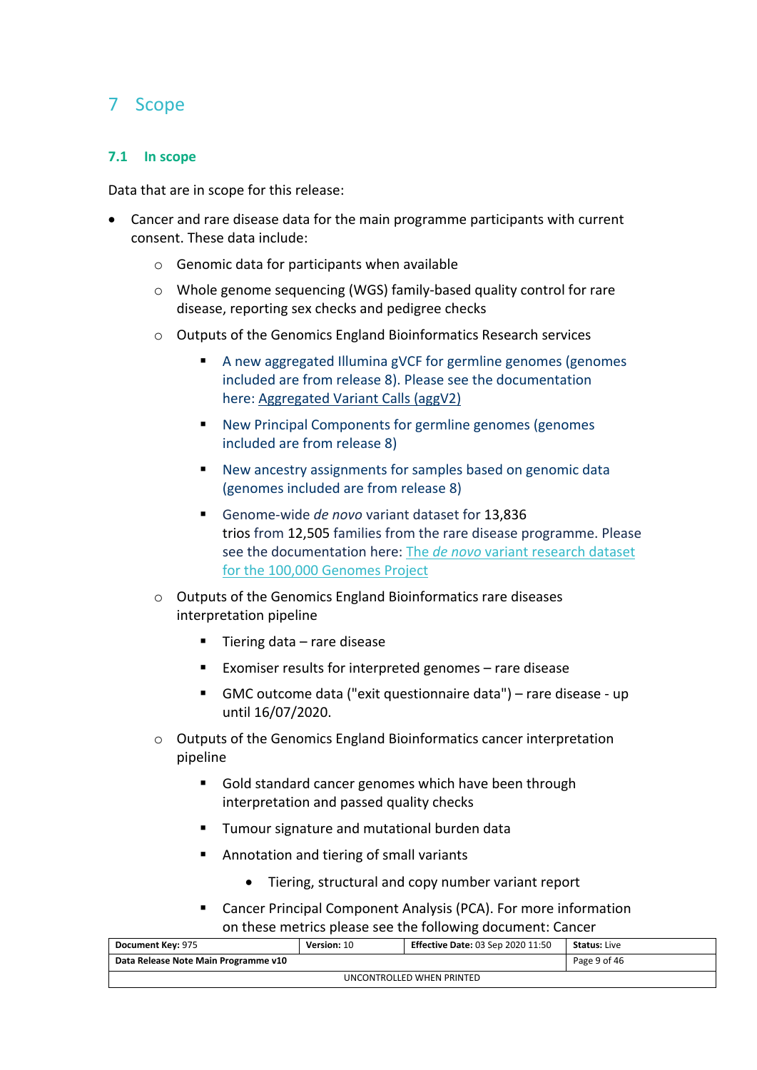# 7 Scope

## 7.1 In scope

Data that are in scope for this release:

- Cancer and rare disease data for the main programme participants with current consent. These data include:
  - Genomic data for participants when available
  - Whole genome sequencing (WGS) family-based quality control for rare disease, reporting sex checks and pedigree checks
  - Outputs of the Genomics England Bioinformatics Research services
    - A new aggregated Illumina gVCF for germline genomes (genomes included are from release 8). Please see the documentation here: Aggregated Variant Calls (aggV2)
    - New Principal Components for germline genomes (genomes included are from release 8)
    - New ancestry assignments for samples based on genomic data (genomes included are from release 8)
    - Genome-wide *de novo* variant dataset for 13,836 trios from 12,505 families from the rare disease programme. Please see the documentation here: The *de novo* variant research dataset for the 100,000 Genomes Project
  - Outputs of the Genomics England Bioinformatics rare diseases interpretation pipeline
    - Tiering data – rare disease
    - Exomiser results for interpreted genomes – rare disease
    - GMC outcome data ("exit questionnaire data") – rare disease - up until 16/07/2020.
  - Outputs of the Genomics England Bioinformatics cancer interpretation pipeline
    - Gold standard cancer genomes which have been through interpretation and passed quality checks
    - Tumour signature and mutational burden data
    - Annotation and tiering of small variants
      - Tiering, structural and copy number variant report
    - Cancer Principal Component Analysis (PCA). For more information on these metrics please see the following document: Cancer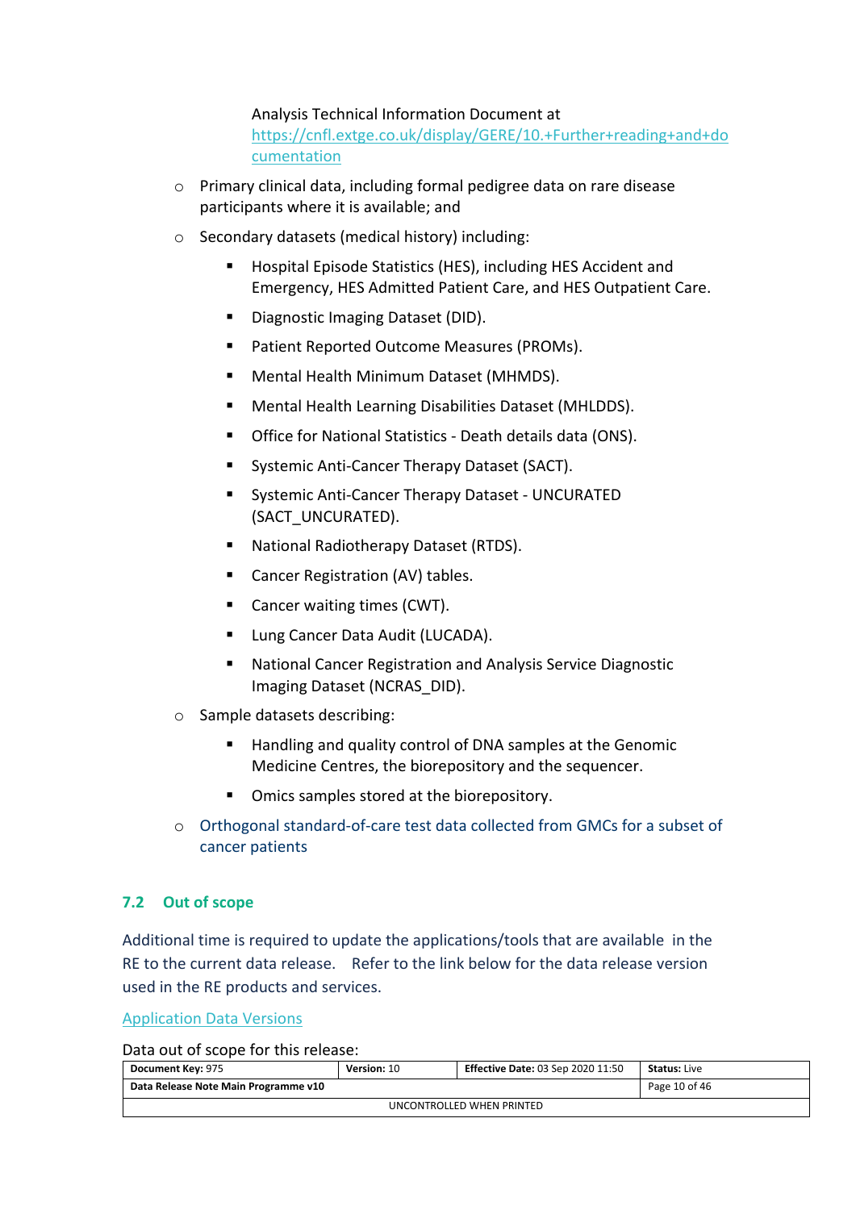Analysis Technical Information Document at [https://cnfl.extge.co.uk/display/GERE/10.+Further+reading+and+documentation](https://cnfl.extge.co.uk/display/GERE/10.+Further+reading+and+documentation)

- Primary clinical data, including formal pedigree data on rare disease participants where it is available; and
- Secondary datasets (medical history) including:
  - Hospital Episode Statistics (HES), including HES Accident and Emergency, HES Admitted Patient Care, and HES Outpatient Care.
  - Diagnostic Imaging Dataset (DID).
  - Patient Reported Outcome Measures (PROMs).
  - Mental Health Minimum Dataset (MHMDS).
  - Mental Health Learning Disabilities Dataset (MHLDDS).
  - Office for National Statistics - Death details data (ONS).
  - Systemic Anti-Cancer Therapy Dataset (SACT).
  - Systemic Anti-Cancer Therapy Dataset - UNCURATED (SACT_UNCURATED).
  - National Radiotherapy Dataset (RTDS).
  - Cancer Registration (AV) tables.
  - Cancer waiting times (CWT).
  - Lung Cancer Data Audit (LUCADA).
  - National Cancer Registration and Analysis Service Diagnostic Imaging Dataset (NCRAS_DID).
- Sample datasets describing:
  - Handling and quality control of DNA samples at the Genomic Medicine Centres, the biorepository and the sequencer.
  - Omics samples stored at the biorepository.
- Orthogonal standard-of-care test data collected from GMCs for a subset of cancer patients

## 7.2 Out of scope

Additional time is required to update the applications/tools that are available in the RE to the current data release. Refer to the link below for the data release version used in the RE products and services.

Application Data Versions

Data out of scope for this release: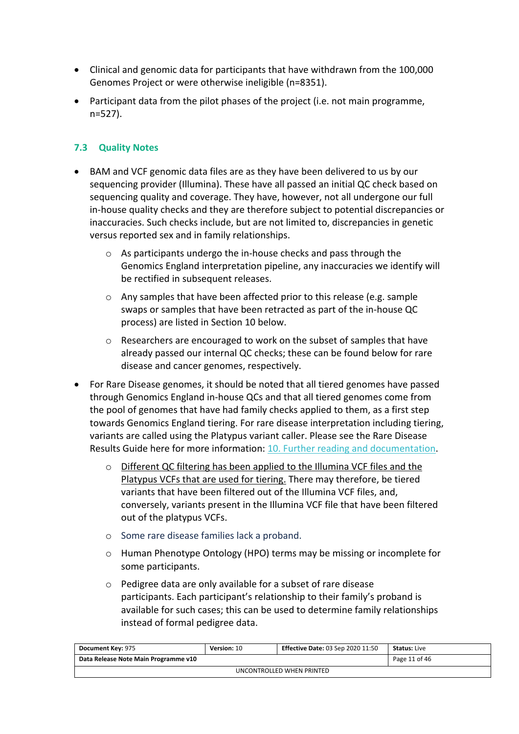- Clinical and genomic data for participants that have withdrawn from the 100,000 Genomes Project or were otherwise ineligible (n=8351).
- Participant data from the pilot phases of the project (i.e. not main programme, n=527).

### 7.3 Quality Notes

- BAM and VCF genomic data files are as they have been delivered to us by our sequencing provider (Illumina). These have all passed an initial QC check based on sequencing quality and coverage. They have, however, not all undergone our full in-house quality checks and they are therefore subject to potential discrepancies or inaccuracies. Such checks include, but are not limited to, discrepancies in genetic versus reported sex and in family relationships.
  - As participants undergo the in-house checks and pass through the Genomics England interpretation pipeline, any inaccuracies we identify will be rectified in subsequent releases.
  - Any samples that have been affected prior to this release (e.g. sample swaps or samples that have been retracted as part of the in-house QC process) are listed in Section 10 below.
  - Researchers are encouraged to work on the subset of samples that have already passed our internal QC checks; these can be found below for rare disease and cancer genomes, respectively.
- For Rare Disease genomes, it should be noted that all tiered genomes have passed through Genomics England in-house QCs and that all tiered genomes come from the pool of genomes that have had family checks applied to them, as a first step towards Genomics England tiering. For rare disease interpretation including tiering, variants are called using the Platypus variant caller. Please see the Rare Disease Results Guide here for more information: 10. Further reading and documentation.
  - Different QC filtering has been applied to the Illumina VCF files and the Platypus VCFs that are used for tiering. There may therefore, be tiered variants that have been filtered out of the Illumina VCF files, and, conversely, variants present in the Illumina VCF file that have been filtered out of the platypus VCFs.
  - Some rare disease families lack a proband.
  - Human Phenotype Ontology (HPO) terms may be missing or incomplete for some participants.
  - Pedigree data are only available for a subset of rare disease participants. Each participant's relationship to their family's proband is available for such cases; this can be used to determine family relationships instead of formal pedigree data.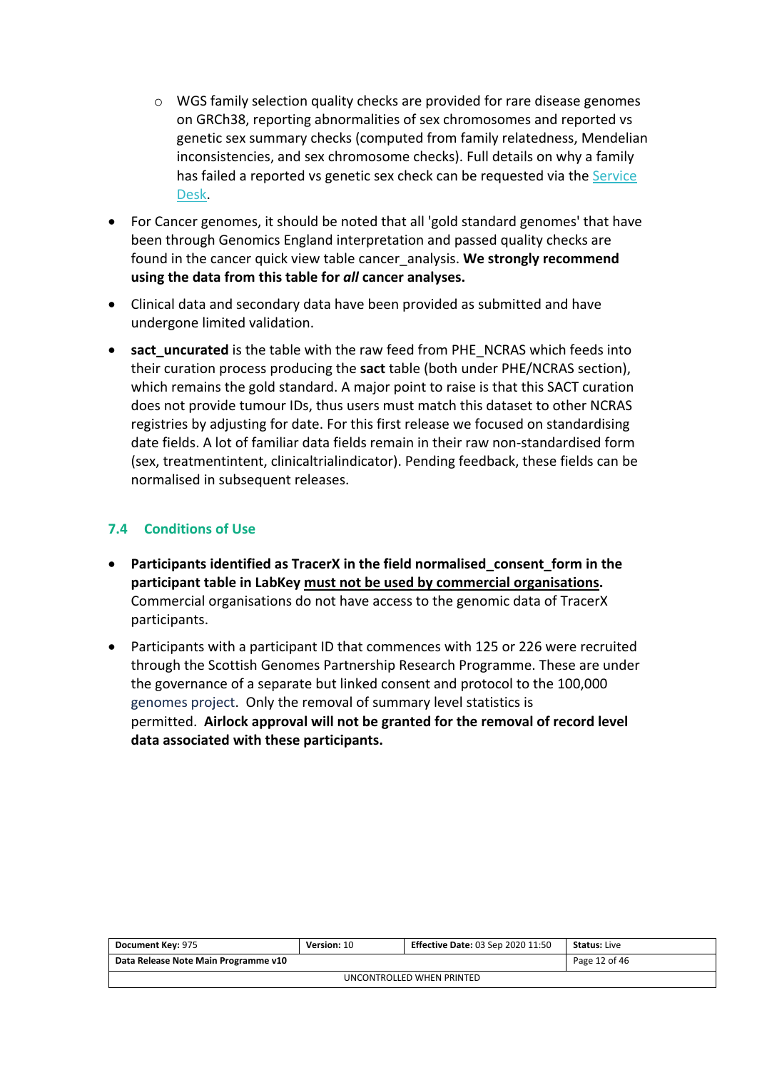- WGS family selection quality checks are provided for rare disease genomes on GRCh38, reporting abnormalities of sex chromosomes and reported vs genetic sex summary checks (computed from family relatedness, Mendelian inconsistencies, and sex chromosome checks). Full details on why a family has failed a reported vs genetic sex check can be requested via the Service Desk.

- For Cancer genomes, it should be noted that all 'gold standard genomes' that have been through Genomics England interpretation and passed quality checks are found in the cancer quick view table cancer_analysis. **We strongly recommend using the data from this table for *all* cancer analyses.**

- Clinical data and secondary data have been provided as submitted and have undergone limited validation.

- **sact_uncurated** is the table with the raw feed from PHE_NCRAS which feeds into their curation process producing the **sact** table (both under PHE/NCRAS section), which remains the gold standard. A major point to raise is that this SACT curation does not provide tumour IDs, thus users must match this dataset to other NCRAS registries by adjusting for date. For this first release we focused on standardising date fields. A lot of familiar data fields remain in their raw non-standardised form (sex, treatmentintent, clinicaltrialindicator). Pending feedback, these fields can be normalised in subsequent releases.

### 7.4 Conditions of Use

- **Participants identified as TracerX in the field normalised_consent_form in the participant table in LabKey <u>must not be used by commercial organisations</u>.** Commercial organisations do not have access to the genomic data of TracerX participants.

- Participants with a participant ID that commences with 125 or 226 were recruited through the Scottish Genomes Partnership Research Programme. These are under the governance of a separate but linked consent and protocol to the 100,000 genomes project. Only the removal of summary level statistics is permitted. **Airlock approval will not be granted for the removal of record level data associated with these participants.**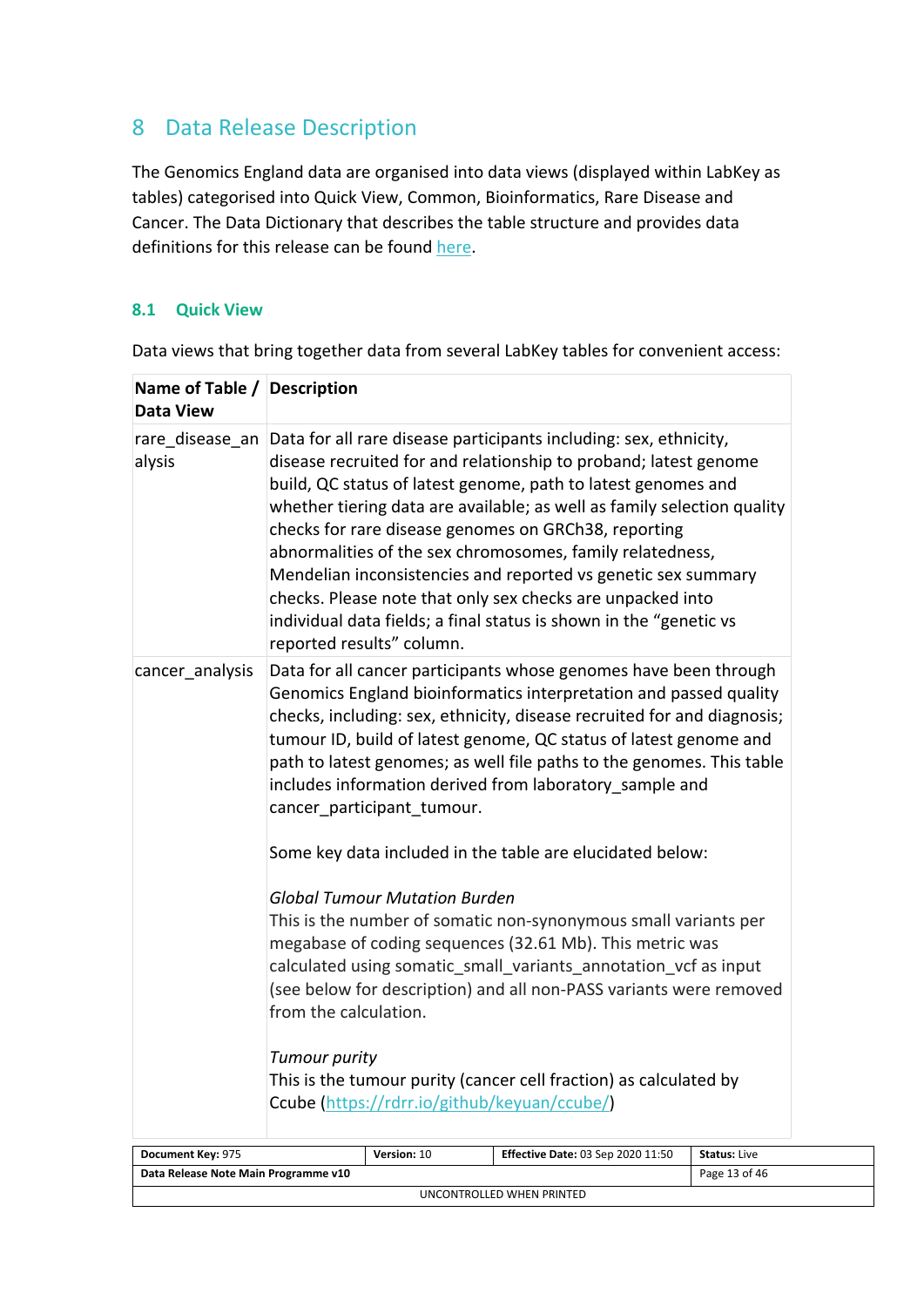# 8 Data Release Description

The Genomics England data are organised into data views (displayed within LabKey as tables) categorised into Quick View, Common, Bioinformatics, Rare Disease and Cancer. The Data Dictionary that describes the table structure and provides data definitions for this release can be found [here](here).

## 8.1 Quick View

Data views that bring together data from several LabKey tables for convenient access:

| Name of Table / Data View | Description |
|---|---|
| rare_disease_analysis | Data for all rare disease participants including: sex, ethnicity, disease recruited for and relationship to proband; latest genome build, QC status of latest genome, path to latest genomes and whether tiering data are available; as well as family selection quality checks for rare disease genomes on GRCh38, reporting abnormalities of the sex chromosomes, family relatedness, Mendelian inconsistencies and reported vs genetic sex summary checks. Please note that only sex checks are unpacked into individual data fields; a final status is shown in the "genetic vs reported results" column. |
| cancer_analysis | Data for all cancer participants whose genomes have been through Genomics England bioinformatics interpretation and passed quality checks, including: sex, ethnicity, disease recruited for and diagnosis; tumour ID, build of latest genome, QC status of latest genome and path to latest genomes; as well file paths to the genomes. This table includes information derived from laboratory_sample and cancer_participant_tumour.<br><br>Some key data included in the table are elucidated below:<br><br>*Global Tumour Mutation Burden*<br>This is the number of somatic non-synonymous small variants per megabase of coding sequences (32.61 Mb). This metric was calculated using somatic_small_variants_annotation_vcf as input (see below for description) and all non-PASS variants were removed from the calculation.<br><br>*Tumour purity*<br>This is the tumour purity (cancer cell fraction) as calculated by Ccube ([https://rdrr.io/github/keyuan/ccube/](https://rdrr.io/github/keyuan/ccube/)) |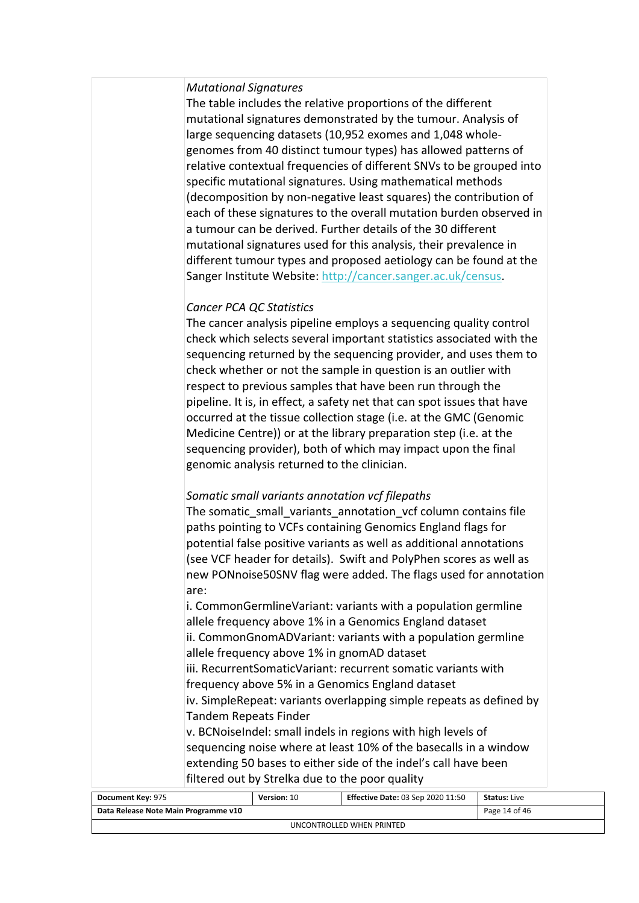*Mutational Signatures*

The table includes the relative proportions of the different mutational signatures demonstrated by the tumour. Analysis of large sequencing datasets (10,952 exomes and 1,048 whole-genomes from 40 distinct tumour types) has allowed patterns of relative contextual frequencies of different SNVs to be grouped into specific mutational signatures. Using mathematical methods (decomposition by non-negative least squares) the contribution of each of these signatures to the overall mutation burden observed in a tumour can be derived. Further details of the 30 different mutational signatures used for this analysis, their prevalence in different tumour types and proposed aetiology can be found at the Sanger Institute Website: [http://cancer.sanger.ac.uk/census](http://cancer.sanger.ac.uk/census).

*Cancer PCA QC Statistics*

The cancer analysis pipeline employs a sequencing quality control check which selects several important statistics associated with the sequencing returned by the sequencing provider, and uses them to check whether or not the sample in question is an outlier with respect to previous samples that have been run through the pipeline. It is, in effect, a safety net that can spot issues that have occurred at the tissue collection stage (i.e. at the GMC (Genomic Medicine Centre)) or at the library preparation step (i.e. at the sequencing provider), both of which may impact upon the final genomic analysis returned to the clinician.

*Somatic small variants annotation vcf filepaths*

The somatic_small_variants_annotation_vcf column contains file paths pointing to VCFs containing Genomics England flags for potential false positive variants as well as additional annotations (see VCF header for details). Swift and PolyPhen scores as well as new PONnoise50SNV flag were added. The flags used for annotation are:

i. CommonGermlineVariant: variants with a population germline allele frequency above 1% in a Genomics England dataset

ii. CommonGnomADVariant: variants with a population germline allele frequency above 1% in gnomAD dataset

iii. RecurrentSomaticVariant: recurrent somatic variants with frequency above 5% in a Genomics England dataset

iv. SimpleRepeat: variants overlapping simple repeats as defined by Tandem Repeats Finder

v. BCNoiseIndel: small indels in regions with high levels of sequencing noise where at least 10% of the basecalls in a window extending 50 bases to either side of the indel's call have been filtered out by Strelka due to the poor quality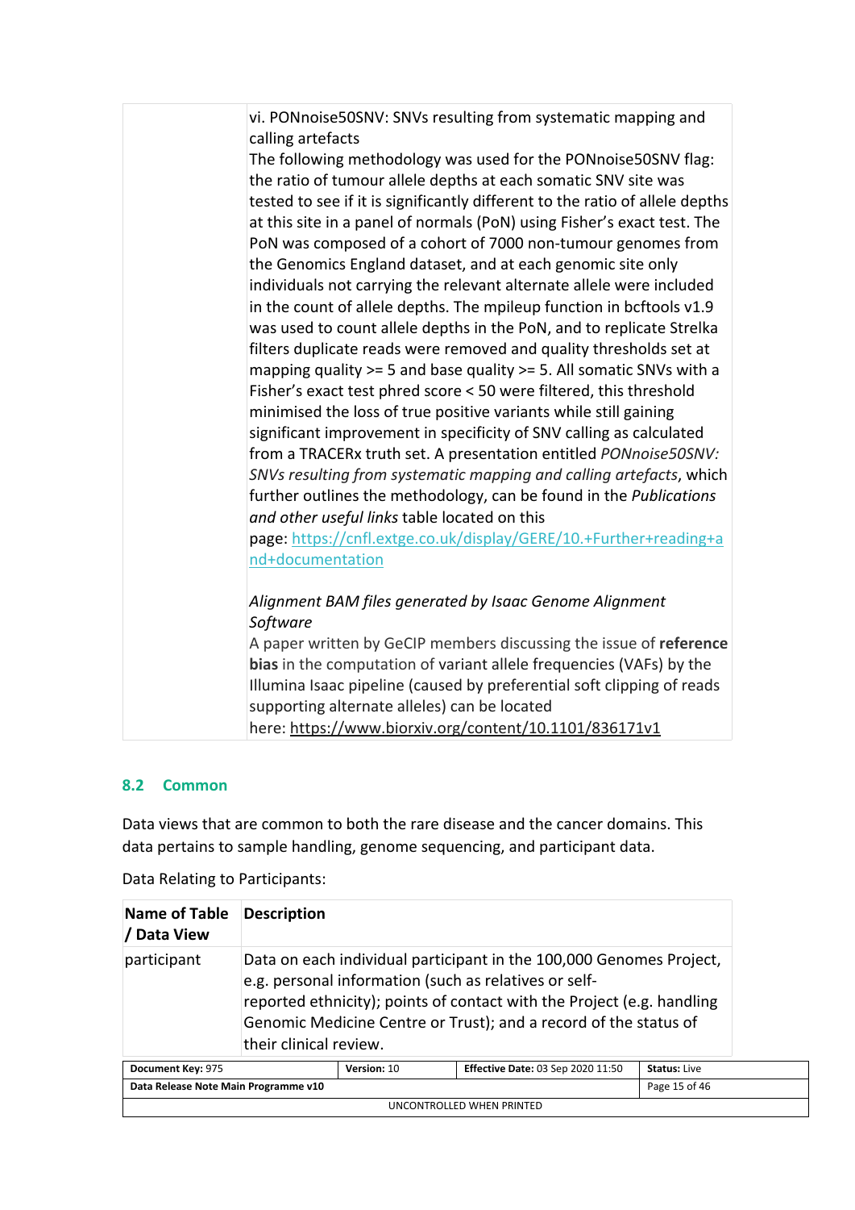| | |
|---|---|
| | vi. PONnoise50SNV: SNVs resulting from systematic mapping and calling artefacts<br>The following methodology was used for the PONnoise50SNV flag: the ratio of tumour allele depths at each somatic SNV site was tested to see if it is significantly different to the ratio of allele depths at this site in a panel of normals (PoN) using Fisher's exact test. The PoN was composed of a cohort of 7000 non-tumour genomes from the Genomics England dataset, and at each genomic site only individuals not carrying the relevant alternate allele were included in the count of allele depths. The mpileup function in bcftools v1.9 was used to count allele depths in the PoN, and to replicate Strelka filters duplicate reads were removed and quality thresholds set at mapping quality >= 5 and base quality >= 5. All somatic SNVs with a Fisher's exact test phred score < 50 were filtered, this threshold minimised the loss of true positive variants while still gaining significant improvement in specificity of SNV calling as calculated from a TRACERx truth set. A presentation entitled *PONnoise50SNV: SNVs resulting from systematic mapping and calling artefacts*, which further outlines the methodology, can be found in the *Publications and other useful links* table located on this page: https://cnfl.extge.co.uk/display/GERE/10.+Further+reading+and+documentation<br><br>*Alignment BAM files generated by Isaac Genome Alignment Software*<br>A paper written by GeCIP members discussing the issue of **reference bias** in the computation of variant allele frequencies (VAFs) by the Illumina Isaac pipeline (caused by preferential soft clipping of reads supporting alternate alleles) can be located here: https://www.biorxiv.org/content/10.1101/836171v1 |

## 8.2 Common

Data views that are common to both the rare disease and the cancer domains. This data pertains to sample handling, genome sequencing, and participant data.

Data Relating to Participants:

| Name of Table / Data View | Description |
|---|---|
| participant | Data on each individual participant in the 100,000 Genomes Project, e.g. personal information (such as relatives or self-reported ethnicity); points of contact with the Project (e.g. handling Genomic Medicine Centre or Trust); and a record of the status of their clinical review. |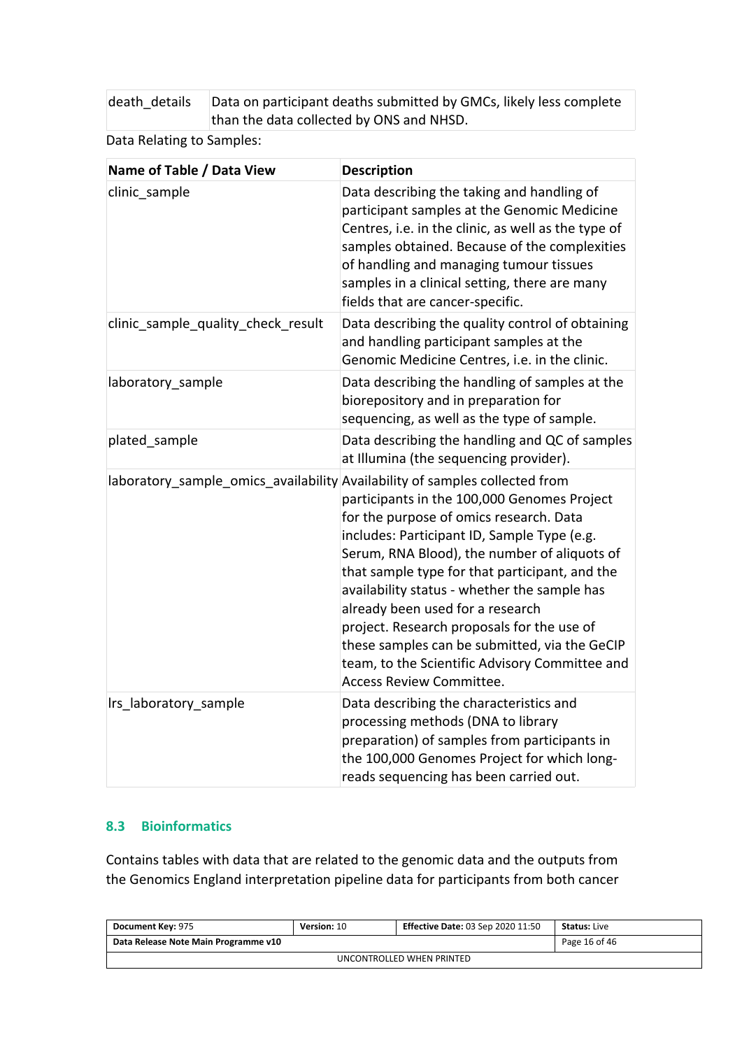| death_details | Data on participant deaths submitted by GMCs, likely less complete than the data collected by ONS and NHSD. |
|---|---|

Data Relating to Samples:

| Name of Table / Data View | Description |
|---|---|
| clinic_sample | Data describing the taking and handling of participant samples at the Genomic Medicine Centres, i.e. in the clinic, as well as the type of samples obtained. Because of the complexities of handling and managing tumour tissues samples in a clinical setting, there are many fields that are cancer-specific. |
| clinic_sample_quality_check_result | Data describing the quality control of obtaining and handling participant samples at the Genomic Medicine Centres, i.e. in the clinic. |
| laboratory_sample | Data describing the handling of samples at the biorepository and in preparation for sequencing, as well as the type of sample. |
| plated_sample | Data describing the handling and QC of samples at Illumina (the sequencing provider). |
| laboratory_sample_omics_availability | Availability of samples collected from participants in the 100,000 Genomes Project for the purpose of omics research. Data includes: Participant ID, Sample Type (e.g. Serum, RNA Blood), the number of aliquots of that sample type for that participant, and the availability status - whether the sample has already been used for a research project. Research proposals for the use of these samples can be submitted, via the GeCIP team, to the Scientific Advisory Committee and Access Review Committee. |
| lrs_laboratory_sample | Data describing the characteristics and processing methods (DNA to library preparation) of samples from participants in the 100,000 Genomes Project for which long-reads sequencing has been carried out. |

## 8.3 Bioinformatics

Contains tables with data that are related to the genomic data and the outputs from the Genomics England interpretation pipeline data for participants from both cancer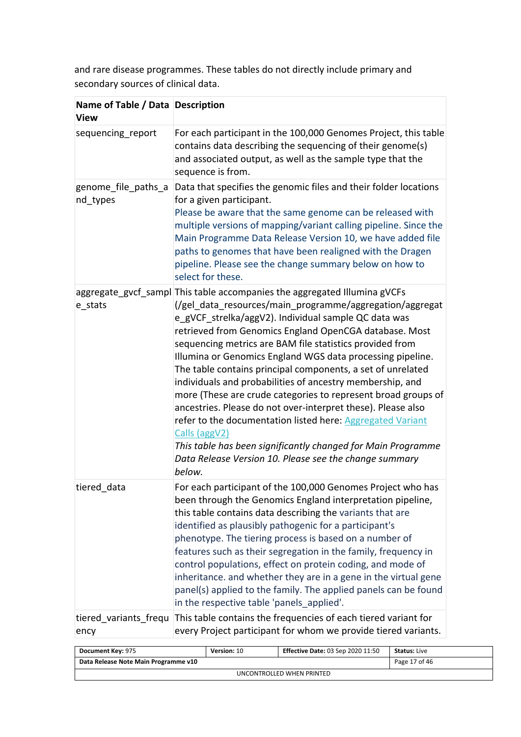and rare disease programmes. These tables do not directly include primary and secondary sources of clinical data.

| Name of Table / Data View | Description |
|---|---|
| sequencing_report | For each participant in the 100,000 Genomes Project, this table contains data describing the sequencing of their genome(s) and associated output, as well as the sample type that the sequence is from. |
| genome_file_paths_and_types | Data that specifies the genomic files and their folder locations for a given participant.<br>Please be aware that the same genome can be released with multiple versions of mapping/variant calling pipeline. Since the Main Programme Data Release Version 10, we have added file paths to genomes that have been realigned with the Dragen pipeline. Please see the change summary below on how to select for these. |
| aggregate_gvcf_sample_stats | This table accompanies the aggregated Illumina gVCFs (/gel_data_resources/main_programme/aggregation/aggregate_gVCF_strelka/aggV2). Individual sample QC data was retrieved from Genomics England OpenCGA database. Most sequencing metrics are BAM file statistics provided from Illumina or Genomics England WGS data processing pipeline. The table contains principal components, a set of unrelated individuals and probabilities of ancestry membership, and more (These are crude categories to represent broad groups of ancestries. Please do not over-interpret these). Please also refer to the documentation listed here: Aggregated Variant Calls (aggV2)<br>*This table has been significantly changed for Main Programme Data Release Version 10. Please see the change summary below.* |
| tiered_data | For each participant of the 100,000 Genomes Project who has been through the Genomics England interpretation pipeline, this table contains data describing the variants that are identified as plausibly pathogenic for a participant's phenotype. The tiering process is based on a number of features such as their segregation in the family, frequency in control populations, effect on protein coding, and mode of inheritance. and whether they are in a gene in the virtual gene panel(s) applied to the family. The applied panels can be found in the respective table 'panels_applied'. |
| tiered_variants_frequency | This table contains the frequencies of each tiered variant for every Project participant for whom we provide tiered variants. |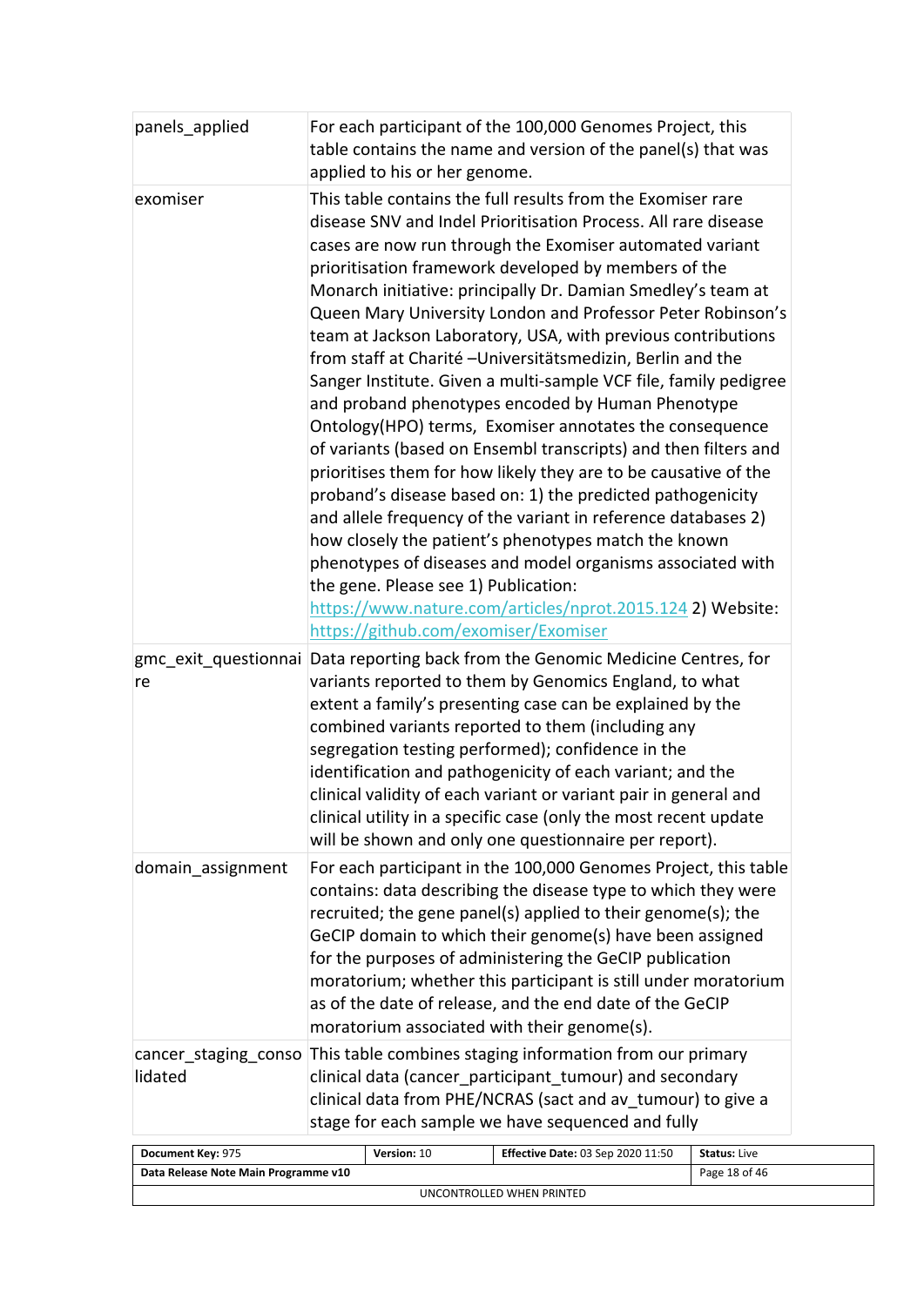| | |
|---|---|
| panels_applied | For each participant of the 100,000 Genomes Project, this table contains the name and version of the panel(s) that was applied to his or her genome. |
| exomiser | This table contains the full results from the Exomiser rare disease SNV and Indel Prioritisation Process. All rare disease cases are now run through the Exomiser automated variant prioritisation framework developed by members of the Monarch initiative: principally Dr. Damian Smedley's team at Queen Mary University London and Professor Peter Robinson's team at Jackson Laboratory, USA, with previous contributions from staff at Charité –Universitätsmedizin, Berlin and the Sanger Institute. Given a multi-sample VCF file, family pedigree and proband phenotypes encoded by Human Phenotype Ontology(HPO) terms, Exomiser annotates the consequence of variants (based on Ensembl transcripts) and then filters and prioritises them for how likely they are to be causative of the proband's disease based on: 1) the predicted pathogenicity and allele frequency of the variant in reference databases 2) how closely the patient's phenotypes match the known phenotypes of diseases and model organisms associated with the gene. Please see 1) Publication: [https://www.nature.com/articles/nprot.2015.124](https://www.nature.com/articles/nprot.2015.124) 2) Website: [https://github.com/exomiser/Exomiser](https://github.com/exomiser/Exomiser) |
| gmc_exit_questionnaire | Data reporting back from the Genomic Medicine Centres, for variants reported to them by Genomics England, to what extent a family's presenting case can be explained by the combined variants reported to them (including any segregation testing performed); confidence in the identification and pathogenicity of each variant; and the clinical validity of each variant or variant pair in general and clinical utility in a specific case (only the most recent update will be shown and only one questionnaire per report). |
| domain_assignment | For each participant in the 100,000 Genomes Project, this table contains: data describing the disease type to which they were recruited; the gene panel(s) applied to their genome(s); the GeCIP domain to which their genome(s) have been assigned for the purposes of administering the GeCIP publication moratorium; whether this participant is still under moratorium as of the date of release, and the end date of the GeCIP moratorium associated with their genome(s). |
| cancer_staging_consolidated | This table combines staging information from our primary clinical data (cancer_participant_tumour) and secondary clinical data from PHE/NCRAS (sact and av_tumour) to give a stage for each sample we have sequenced and fully |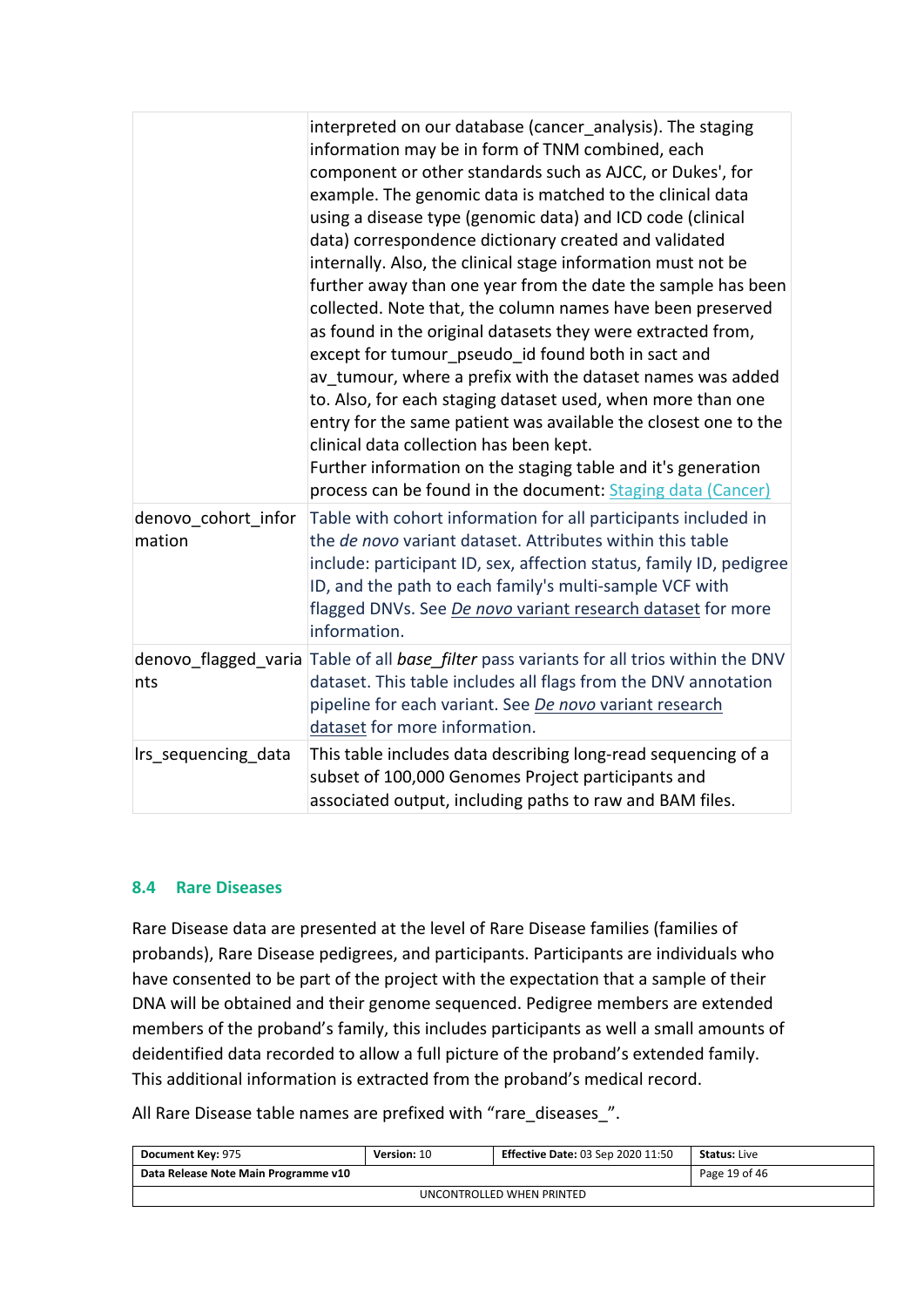| | |
|---|---|
| | interpreted on our database (cancer_analysis). The staging information may be in form of TNM combined, each component or other standards such as AJCC, or Dukes', for example. The genomic data is matched to the clinical data using a disease type (genomic data) and ICD code (clinical data) correspondence dictionary created and validated internally. Also, the clinical stage information must not be further away than one year from the date the sample has been collected. Note that, the column names have been preserved as found in the original datasets they were extracted from, except for tumour_pseudo_id found both in sact and av_tumour, where a prefix with the dataset names was added to. Also, for each staging dataset used, when more than one entry for the same patient was available the closest one to the clinical data collection has been kept. Further information on the staging table and it's generation process can be found in the document: Staging data (Cancer) |
| denovo_cohort_information | Table with cohort information for all participants included in the *de novo* variant dataset. Attributes within this table include: participant ID, sex, affection status, family ID, pedigree ID, and the path to each family's multi-sample VCF with flagged DNVs. See *De novo* variant research dataset for more information. |
| denovo_flagged_variants | Table of all *base_filter* pass variants for all trios within the DNV dataset. This table includes all flags from the DNV annotation pipeline for each variant. See *De novo* variant research dataset for more information. |
| lrs_sequencing_data | This table includes data describing long-read sequencing of a subset of 100,000 Genomes Project participants and associated output, including paths to raw and BAM files. |

## 8.4 Rare Diseases

Rare Disease data are presented at the level of Rare Disease families (families of probands), Rare Disease pedigrees, and participants. Participants are individuals who have consented to be part of the project with the expectation that a sample of their DNA will be obtained and their genome sequenced. Pedigree members are extended members of the proband's family, this includes participants as well a small amounts of deidentified data recorded to allow a full picture of the proband's extended family. This additional information is extracted from the proband's medical record.

All Rare Disease table names are prefixed with "rare_diseases_".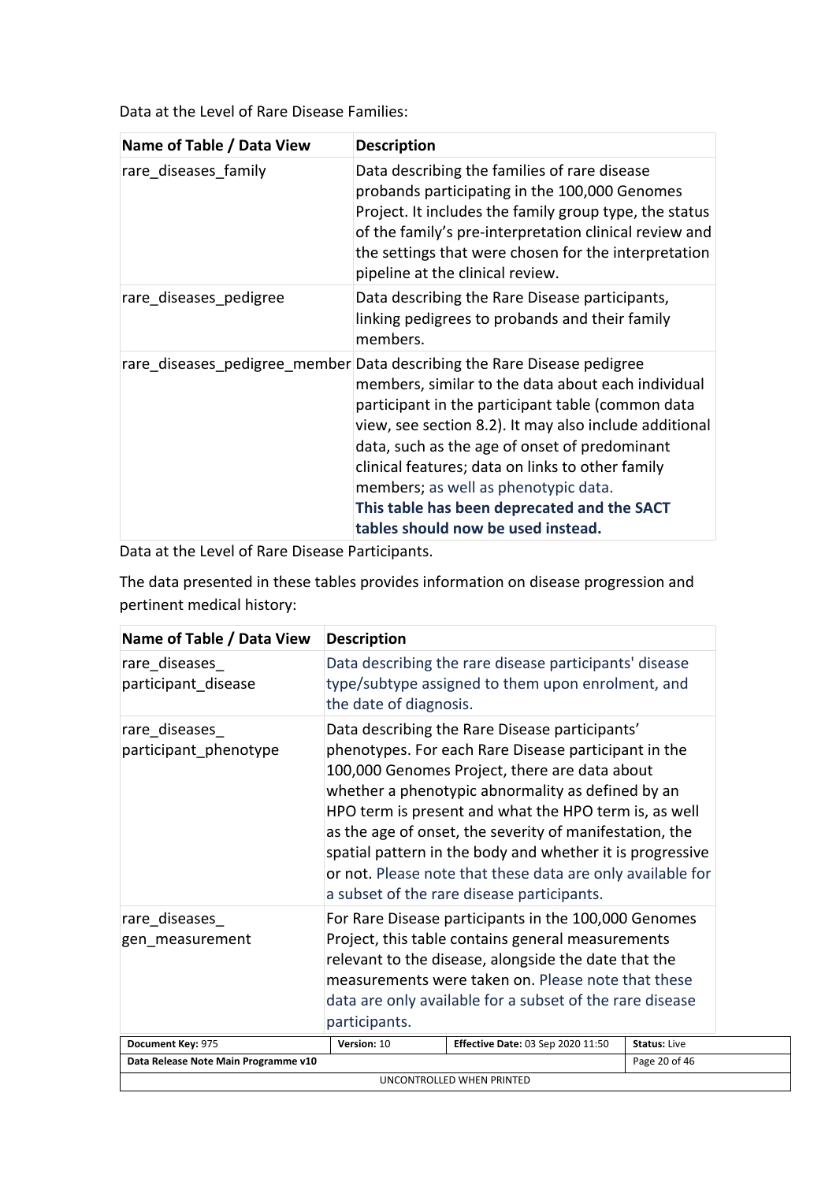Data at the Level of Rare Disease Families:

| Name of Table / Data View | Description |
|---|---|
| rare_diseases_family | Data describing the families of rare disease probands participating in the 100,000 Genomes Project. It includes the family group type, the status of the family's pre-interpretation clinical review and the settings that were chosen for the interpretation pipeline at the clinical review. |
| rare_diseases_pedigree | Data describing the Rare Disease participants, linking pedigrees to probands and their family members. |
| rare_diseases_pedigree_member | Data describing the Rare Disease pedigree members, similar to the data about each individual participant in the participant table (common data view, see section 8.2). It may also include additional data, such as the age of onset of predominant clinical features; data on links to other family members; as well as phenotypic data. **This table has been deprecated and the SACT tables should now be used instead.** |

Data at the Level of Rare Disease Participants.

The data presented in these tables provides information on disease progression and pertinent medical history:

| Name of Table / Data View | Description |
|---|---|
| rare_diseases_ participant_disease | Data describing the rare disease participants' disease type/subtype assigned to them upon enrolment, and the date of diagnosis. |
| rare_diseases_ participant_phenotype | Data describing the Rare Disease participants' phenotypes. For each Rare Disease participant in the 100,000 Genomes Project, there are data about whether a phenotypic abnormality as defined by an HPO term is present and what the HPO term is, as well as the age of onset, the severity of manifestation, the spatial pattern in the body and whether it is progressive or not. Please note that these data are only available for a subset of the rare disease participants. |
| rare_diseases_ gen_measurement | For Rare Disease participants in the 100,000 Genomes Project, this table contains general measurements relevant to the disease, alongside the date that the measurements were taken on. Please note that these data are only available for a subset of the rare disease participants. |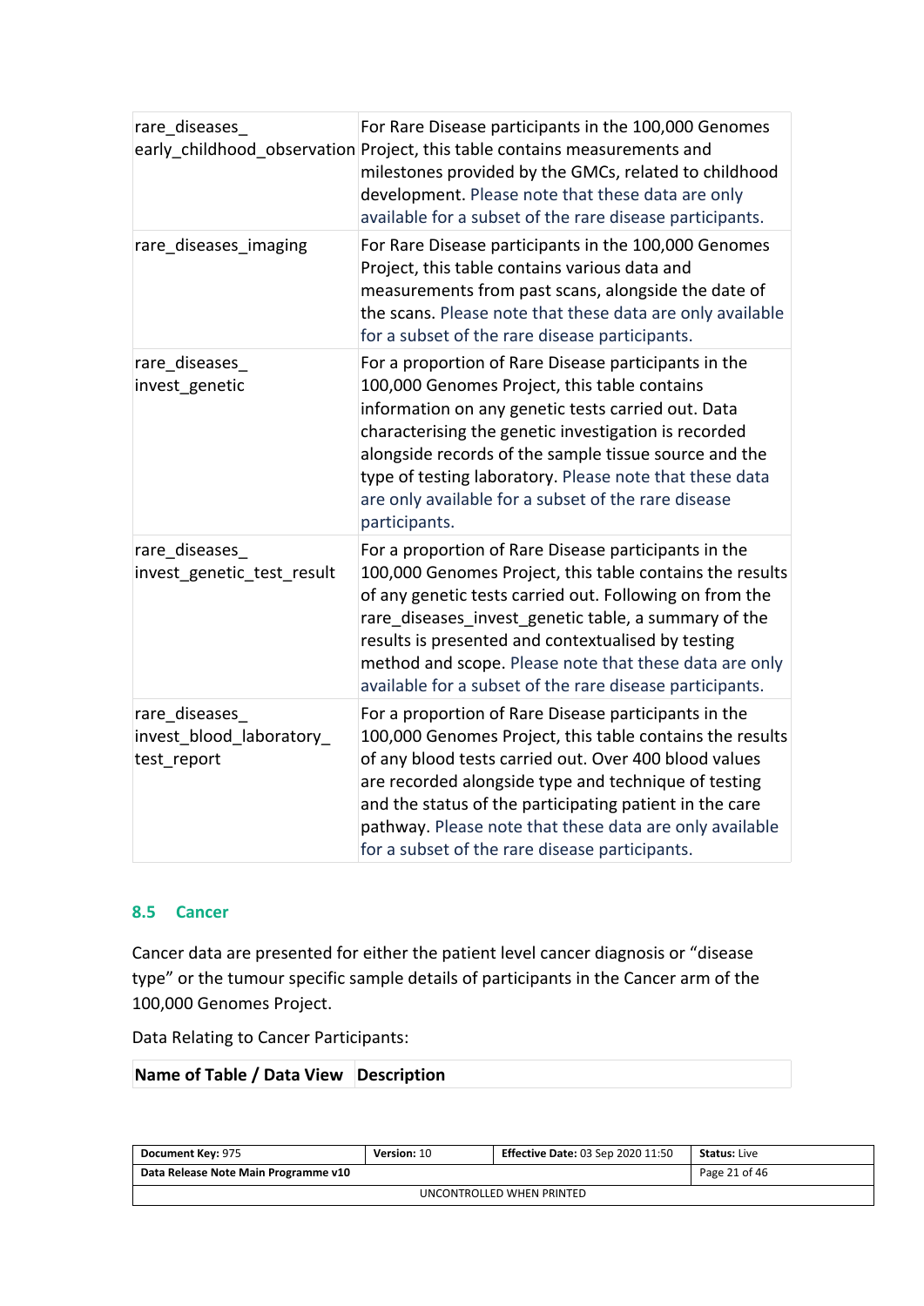| rare_diseases_early_childhood_observation | For Rare Disease participants in the 100,000 Genomes Project, this table contains measurements and milestones provided by the GMCs, related to childhood development. Please note that these data are only available for a subset of the rare disease participants. |
|---|---|
| rare_diseases_imaging | For Rare Disease participants in the 100,000 Genomes Project, this table contains various data and measurements from past scans, alongside the date of the scans. Please note that these data are only available for a subset of the rare disease participants. |
| rare_diseases_invest_genetic | For a proportion of Rare Disease participants in the 100,000 Genomes Project, this table contains information on any genetic tests carried out. Data characterising the genetic investigation is recorded alongside records of the sample tissue source and the type of testing laboratory. Please note that these data are only available for a subset of the rare disease participants. |
| rare_diseases_invest_genetic_test_result | For a proportion of Rare Disease participants in the 100,000 Genomes Project, this table contains the results of any genetic tests carried out. Following on from the rare_diseases_invest_genetic table, a summary of the results is presented and contextualised by testing method and scope. Please note that these data are only available for a subset of the rare disease participants. |
| rare_diseases_invest_blood_laboratory_test_report | For a proportion of Rare Disease participants in the 100,000 Genomes Project, this table contains the results of any blood tests carried out. Over 400 blood values are recorded alongside type and technique of testing and the status of the participating patient in the care pathway. Please note that these data are only available for a subset of the rare disease participants. |

## 8.5 Cancer

Cancer data are presented for either the patient level cancer diagnosis or "disease type" or the tumour specific sample details of participants in the Cancer arm of the 100,000 Genomes Project.

Data Relating to Cancer Participants:

| Name of Table / Data View | Description |
|---|---|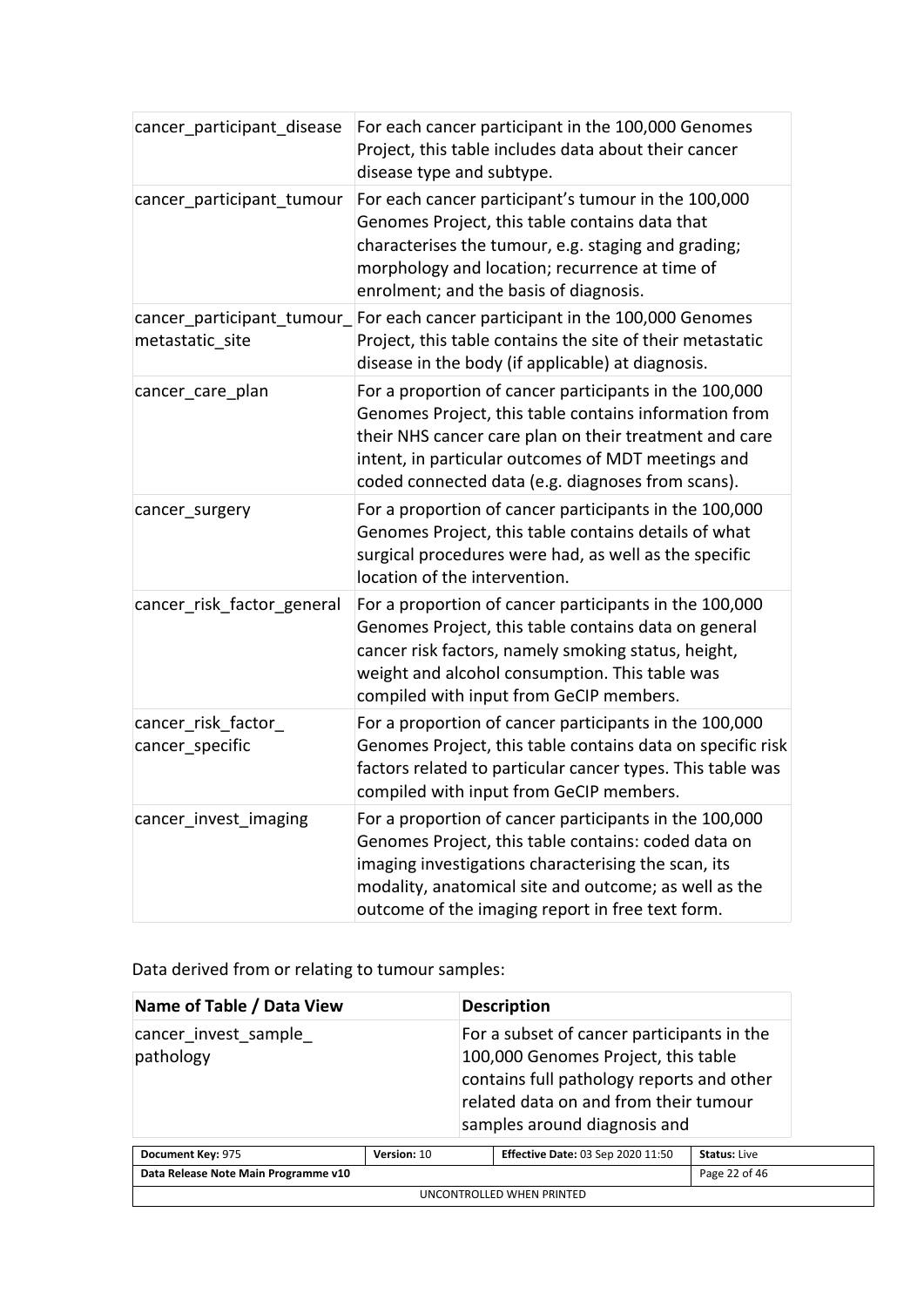| | |
|---|---|
| cancer_participant_disease | For each cancer participant in the 100,000 Genomes Project, this table includes data about their cancer disease type and subtype. |
| cancer_participant_tumour | For each cancer participant's tumour in the 100,000 Genomes Project, this table contains data that characterises the tumour, e.g. staging and grading; morphology and location; recurrence at time of enrolment; and the basis of diagnosis. |
| cancer_participant_tumour_metastatic_site | For each cancer participant in the 100,000 Genomes Project, this table contains the site of their metastatic disease in the body (if applicable) at diagnosis. |
| cancer_care_plan | For a proportion of cancer participants in the 100,000 Genomes Project, this table contains information from their NHS cancer care plan on their treatment and care intent, in particular outcomes of MDT meetings and coded connected data (e.g. diagnoses from scans). |
| cancer_surgery | For a proportion of cancer participants in the 100,000 Genomes Project, this table contains details of what surgical procedures were had, as well as the specific location of the intervention. |
| cancer_risk_factor_general | For a proportion of cancer participants in the 100,000 Genomes Project, this table contains data on general cancer risk factors, namely smoking status, height, weight and alcohol consumption. This table was compiled with input from GeCIP members. |
| cancer_risk_factor_cancer_specific | For a proportion of cancer participants in the 100,000 Genomes Project, this table contains data on specific risk factors related to particular cancer types. This table was compiled with input from GeCIP members. |
| cancer_invest_imaging | For a proportion of cancer participants in the 100,000 Genomes Project, this table contains: coded data on imaging investigations characterising the scan, its modality, anatomical site and outcome; as well as the outcome of the imaging report in free text form. |

Data derived from or relating to tumour samples:

| Name of Table / Data View | Description |
|---|---|
| cancer_invest_sample_pathology | For a subset of cancer participants in the 100,000 Genomes Project, this table contains full pathology reports and other related data on and from their tumour samples around diagnosis and |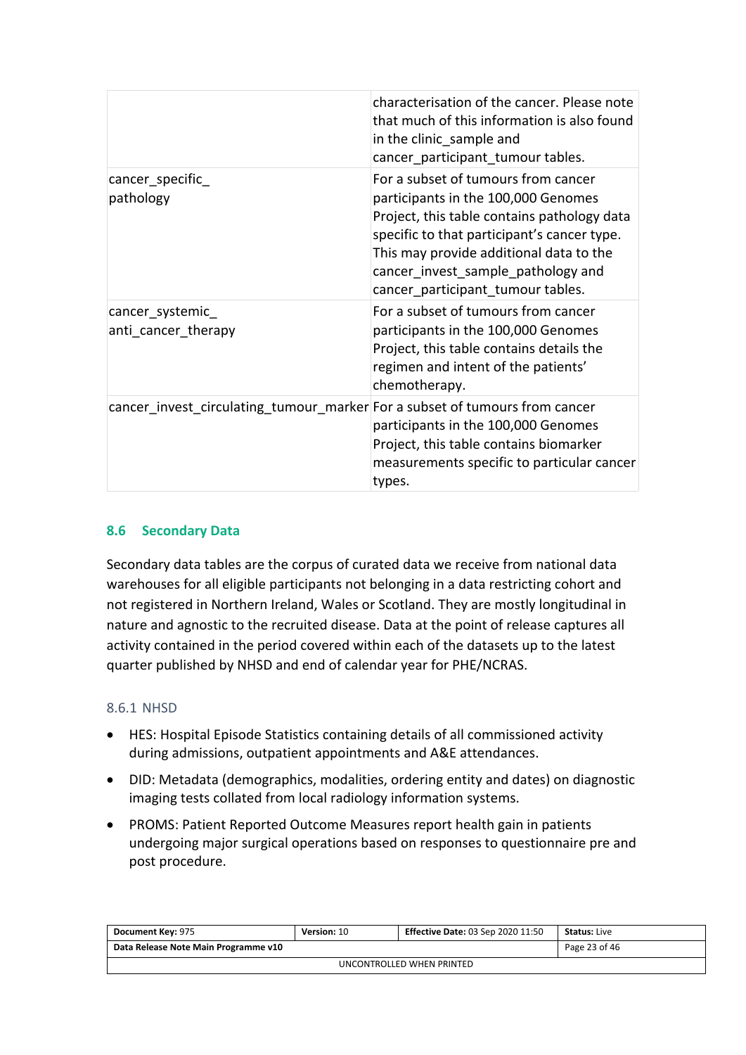| | |
|---|---|
| | characterisation of the cancer. Please note that much of this information is also found in the clinic_sample and cancer_participant_tumour tables. |
| cancer_specific_pathology | For a subset of tumours from cancer participants in the 100,000 Genomes Project, this table contains pathology data specific to that participant's cancer type. This may provide additional data to the cancer_invest_sample_pathology and cancer_participant_tumour tables. |
| cancer_systemic_anti_cancer_therapy | For a subset of tumours from cancer participants in the 100,000 Genomes Project, this table contains details the regimen and intent of the patients' chemotherapy. |
| cancer_invest_circulating_tumour_marker | For a subset of tumours from cancer participants in the 100,000 Genomes Project, this table contains biomarker measurements specific to particular cancer types. |

## 8.6 Secondary Data

Secondary data tables are the corpus of curated data we receive from national data warehouses for all eligible participants not belonging in a data restricting cohort and not registered in Northern Ireland, Wales or Scotland. They are mostly longitudinal in nature and agnostic to the recruited disease. Data at the point of release captures all activity contained in the period covered within each of the datasets up to the latest quarter published by NHSD and end of calendar year for PHE/NCRAS.

### 8.6.1 NHSD

- HES: Hospital Episode Statistics containing details of all commissioned activity during admissions, outpatient appointments and A&E attendances.
- DID: Metadata (demographics, modalities, ordering entity and dates) on diagnostic imaging tests collated from local radiology information systems.
- PROMS: Patient Reported Outcome Measures report health gain in patients undergoing major surgical operations based on responses to questionnaire pre and post procedure.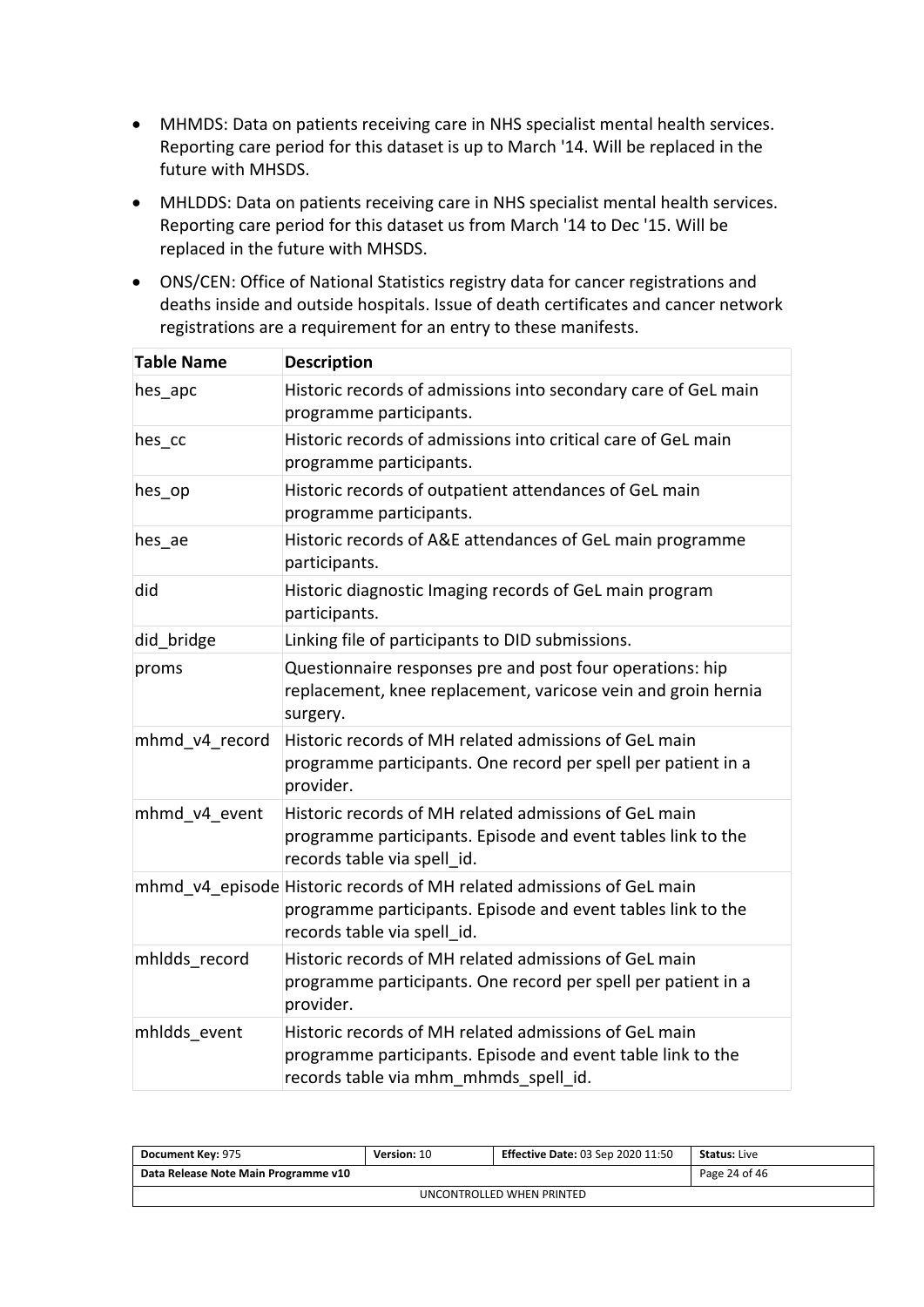- MHMDS: Data on patients receiving care in NHS specialist mental health services. Reporting care period for this dataset is up to March '14. Will be replaced in the future with MHSDS.
- MHLDDS: Data on patients receiving care in NHS specialist mental health services. Reporting care period for this dataset us from March '14 to Dec '15. Will be replaced in the future with MHSDS.
- ONS/CEN: Office of National Statistics registry data for cancer registrations and deaths inside and outside hospitals. Issue of death certificates and cancer network registrations are a requirement for an entry to these manifests.

| Table Name | Description |
|---|---|
| hes_apc | Historic records of admissions into secondary care of GeL main programme participants. |
| hes_cc | Historic records of admissions into critical care of GeL main programme participants. |
| hes_op | Historic records of outpatient attendances of GeL main programme participants. |
| hes_ae | Historic records of A&E attendances of GeL main programme participants. |
| did | Historic diagnostic Imaging records of GeL main program participants. |
| did_bridge | Linking file of participants to DID submissions. |
| proms | Questionnaire responses pre and post four operations: hip replacement, knee replacement, varicose vein and groin hernia surgery. |
| mhmd_v4_record | Historic records of MH related admissions of GeL main programme participants. One record per spell per patient in a provider. |
| mhmd_v4_event | Historic records of MH related admissions of GeL main programme participants. Episode and event tables link to the records table via spell_id. |
| mhmd_v4_episode | Historic records of MH related admissions of GeL main programme participants. Episode and event tables link to the records table via spell_id. |
| mhldds_record | Historic records of MH related admissions of GeL main programme participants. One record per spell per patient in a provider. |
| mhldds_event | Historic records of MH related admissions of GeL main programme participants. Episode and event table link to the records table via mhm_mhmds_spell_id. |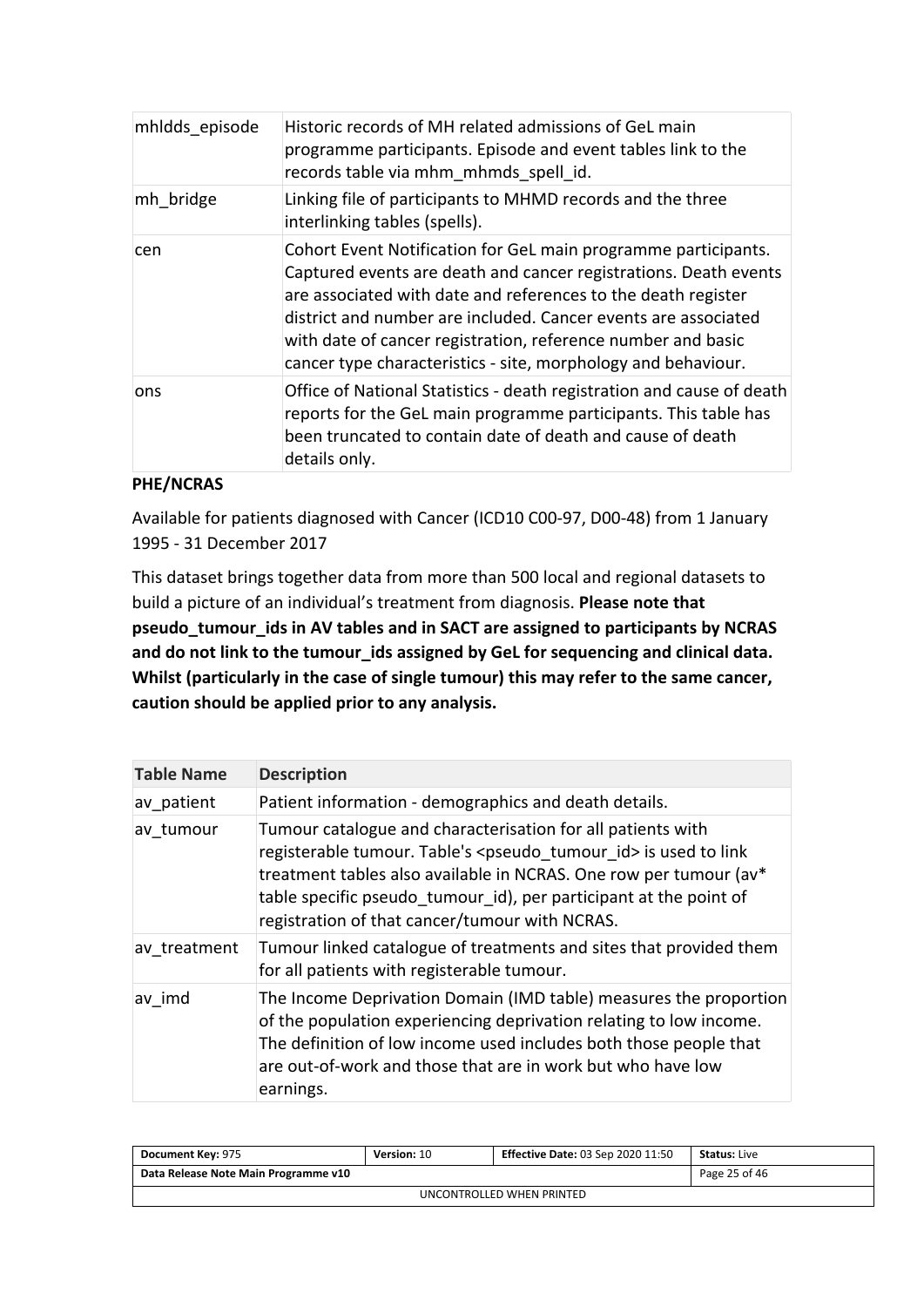| mhldds_episode | Historic records of MH related admissions of GeL main programme participants. Episode and event tables link to the records table via mhm_mhmds_spell_id. |
|---|---|
| mh_bridge | Linking file of participants to MHMD records and the three interlinking tables (spells). |
| cen | Cohort Event Notification for GeL main programme participants. Captured events are death and cancer registrations. Death events are associated with date and references to the death register district and number are included. Cancer events are associated with date of cancer registration, reference number and basic cancer type characteristics - site, morphology and behaviour. |
| ons | Office of National Statistics - death registration and cause of death reports for the GeL main programme participants. This table has been truncated to contain date of death and cause of death details only. |

**PHE/NCRAS**

Available for patients diagnosed with Cancer (ICD10 C00-97, D00-48) from 1 January 1995 - 31 December 2017

This dataset brings together data from more than 500 local and regional datasets to build a picture of an individual's treatment from diagnosis. **Please note that pseudo_tumour_ids in AV tables and in SACT are assigned to participants by NCRAS and do not link to the tumour_ids assigned by GeL for sequencing and clinical data. Whilst (particularly in the case of single tumour) this may refer to the same cancer, caution should be applied prior to any analysis.**

| Table Name | Description |
|---|---|
| av_patient | Patient information - demographics and death details. |
| av_tumour | Tumour catalogue and characterisation for all patients with registerable tumour. Table's <pseudo_tumour_id> is used to link treatment tables also available in NCRAS. One row per tumour (av* table specific pseudo_tumour_id), per participant at the point of registration of that cancer/tumour with NCRAS. |
| av_treatment | Tumour linked catalogue of treatments and sites that provided them for all patients with registerable tumour. |
| av_imd | The Income Deprivation Domain (IMD table) measures the proportion of the population experiencing deprivation relating to low income. The definition of low income used includes both those people that are out-of-work and those that are in work but who have low earnings. |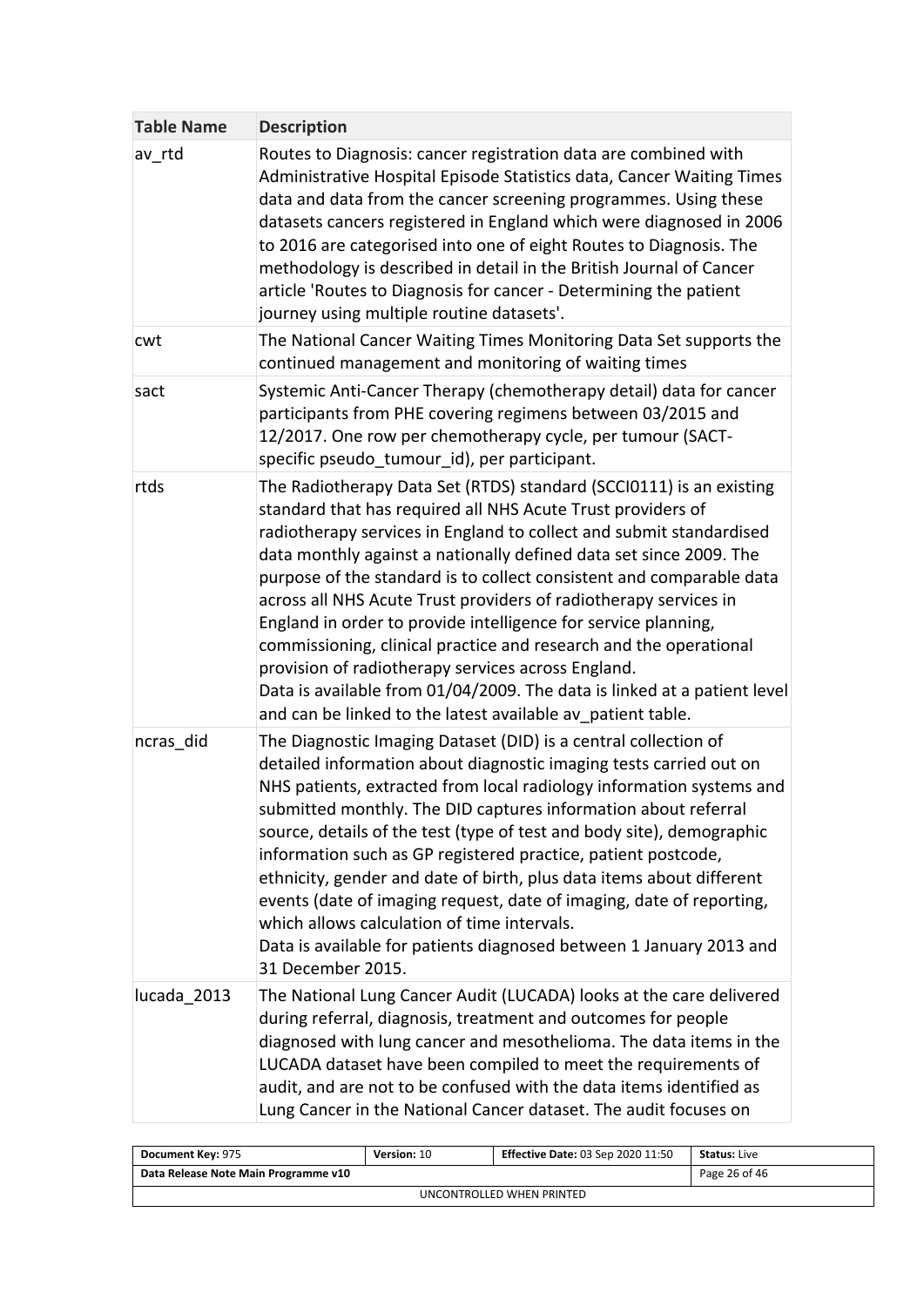| Table Name | Description |
| --- | --- |
| av_rtd | Routes to Diagnosis: cancer registration data are combined with Administrative Hospital Episode Statistics data, Cancer Waiting Times data and data from the cancer screening programmes. Using these datasets cancers registered in England which were diagnosed in 2006 to 2016 are categorised into one of eight Routes to Diagnosis. The methodology is described in detail in the British Journal of Cancer article 'Routes to Diagnosis for cancer - Determining the patient journey using multiple routine datasets'. |
| cwt | The National Cancer Waiting Times Monitoring Data Set supports the continued management and monitoring of waiting times |
| sact | Systemic Anti-Cancer Therapy (chemotherapy detail) data for cancer participants from PHE covering regimens between 03/2015 and 12/2017. One row per chemotherapy cycle, per tumour (SACT-specific pseudo_tumour_id), per participant. |
| rtds | The Radiotherapy Data Set (RTDS) standard (SCCI0111) is an existing standard that has required all NHS Acute Trust providers of radiotherapy services in England to collect and submit standardised data monthly against a nationally defined data set since 2009. The purpose of the standard is to collect consistent and comparable data across all NHS Acute Trust providers of radiotherapy services in England in order to provide intelligence for service planning, commissioning, clinical practice and research and the operational provision of radiotherapy services across England.<br>Data is available from 01/04/2009. The data is linked at a patient level and can be linked to the latest available av_patient table. |
| ncras_did | The Diagnostic Imaging Dataset (DID) is a central collection of detailed information about diagnostic imaging tests carried out on NHS patients, extracted from local radiology information systems and submitted monthly. The DID captures information about referral source, details of the test (type of test and body site), demographic information such as GP registered practice, patient postcode, ethnicity, gender and date of birth, plus data items about different events (date of imaging request, date of imaging, date of reporting, which allows calculation of time intervals.<br>Data is available for patients diagnosed between 1 January 2013 and 31 December 2015. |
| lucada_2013 | The National Lung Cancer Audit (LUCADA) looks at the care delivered during referral, diagnosis, treatment and outcomes for people diagnosed with lung cancer and mesothelioma. The data items in the LUCADA dataset have been compiled to meet the requirements of audit, and are not to be confused with the data items identified as Lung Cancer in the National Cancer dataset. The audit focuses on |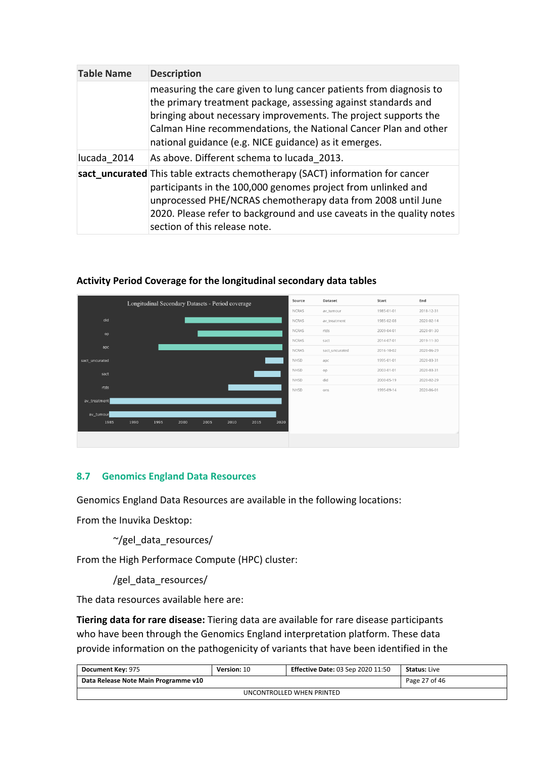| Table Name | Description |
|---|---|
| | measuring the care given to lung cancer patients from diagnosis to the primary treatment package, assessing against standards and bringing about necessary improvements. The project supports the Calman Hine recommendations, the National Cancer Plan and other national guidance (e.g. NICE guidance) as it emerges. |
| lucada_2014 | As above. Different schema to lucada_2013. |
| **sact_uncurated** | This table extracts chemotherapy (SACT) information for cancer participants in the 100,000 genomes project from unlinked and unprocessed PHE/NCRAS chemotherapy data from 2008 until June 2020. Please refer to background and use caveats in the quality notes section of this release note. |

**Activity Period Coverage for the longitudinal secondary data tables**

| Source | Dataset | Start | End |
|---|---|---|---|
| NCRAS | av_tumour | 1985-01-01 | 2018-12-31 |
| NCRAS | av_treatment | 1985-02-08 | 2020-02-14 |
| NCRAS | rtds | 2009-04-01 | 2020-01-30 |
| NCRAS | sact | 2014-07-01 | 2019-11-30 |
| NCRAS | sact_uncurated | 2016-10-02 | 2020-06-29 |
| NHSD | apc | 1995-01-01 | 2020-03-31 |
| NHSD | op | 2003-01-01 | 2020-03-31 |
| NHSD | did | 2000-05-19 | 2020-02-29 |
| NHSD | ons | 1995-09-14 | 2020-06-01 |

## 8.7 Genomics England Data Resources

Genomics England Data Resources are available in the following locations:

From the Inuvika Desktop:

~/gel_data_resources/

From the High Performace Compute (HPC) cluster:

/gel_data_resources/

The data resources available here are:

**Tiering data for rare disease:** Tiering data are available for rare disease participants who have been through the Genomics England interpretation platform. These data provide information on the pathogenicity of variants that have been identified in the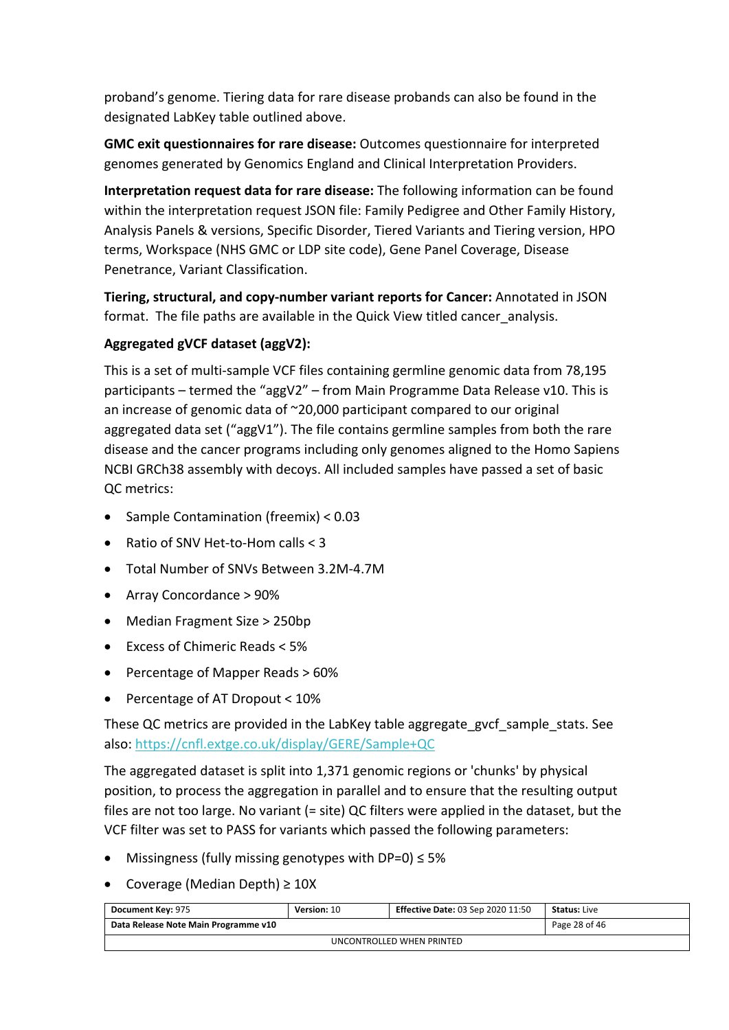proband's genome. Tiering data for rare disease probands can also be found in the designated LabKey table outlined above.

**GMC exit questionnaires for rare disease:** Outcomes questionnaire for interpreted genomes generated by Genomics England and Clinical Interpretation Providers.

**Interpretation request data for rare disease:** The following information can be found within the interpretation request JSON file: Family Pedigree and Other Family History, Analysis Panels & versions, Specific Disorder, Tiered Variants and Tiering version, HPO terms, Workspace (NHS GMC or LDP site code), Gene Panel Coverage, Disease Penetrance, Variant Classification.

**Tiering, structural, and copy-number variant reports for Cancer:** Annotated in JSON format. The file paths are available in the Quick View titled cancer_analysis.

**Aggregated gVCF dataset (aggV2):**

This is a set of multi-sample VCF files containing germline genomic data from 78,195 participants – termed the "aggV2" – from Main Programme Data Release v10. This is an increase of genomic data of ~20,000 participant compared to our original aggregated data set ("aggV1"). The file contains germline samples from both the rare disease and the cancer programs including only genomes aligned to the Homo Sapiens NCBI GRCh38 assembly with decoys. All included samples have passed a set of basic QC metrics:

- Sample Contamination (freemix) < 0.03
- Ratio of SNV Het-to-Hom calls < 3
- Total Number of SNVs Between 3.2M-4.7M
- Array Concordance > 90%
- Median Fragment Size > 250bp
- Excess of Chimeric Reads < 5%
- Percentage of Mapper Reads > 60%
- Percentage of AT Dropout < 10%

These QC metrics are provided in the LabKey table aggregate_gvcf_sample_stats. See also: https://cnfl.extge.co.uk/display/GERE/Sample+QC

The aggregated dataset is split into 1,371 genomic regions or 'chunks' by physical position, to process the aggregation in parallel and to ensure that the resulting output files are not too large. No variant (= site) QC filters were applied in the dataset, but the VCF filter was set to PASS for variants which passed the following parameters:

- Missingness (fully missing genotypes with DP=0) ≤ 5%
- Coverage (Median Depth) ≥ 10X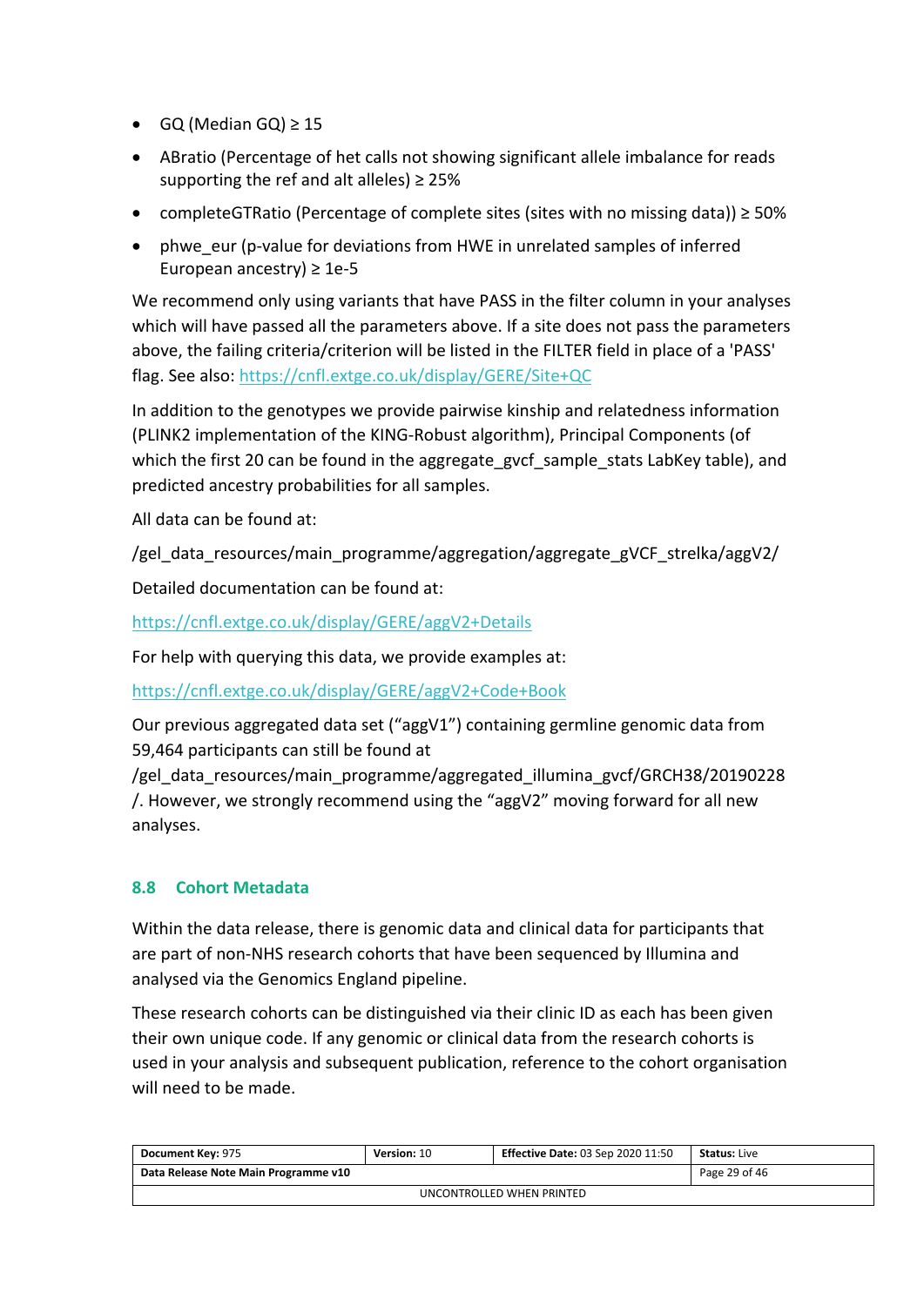- GQ (Median GQ) ≥ 15
- ABratio (Percentage of het calls not showing significant allele imbalance for reads supporting the ref and alt alleles) ≥ 25%
- completeGTRatio (Percentage of complete sites (sites with no missing data)) ≥ 50%
- phwe_eur (p-value for deviations from HWE in unrelated samples of inferred European ancestry) ≥ 1e-5

We recommend only using variants that have PASS in the filter column in your analyses which will have passed all the parameters above. If a site does not pass the parameters above, the failing criteria/criterion will be listed in the FILTER field in place of a 'PASS' flag. See also: https://cnfl.extge.co.uk/display/GERE/Site+QC

In addition to the genotypes we provide pairwise kinship and relatedness information (PLINK2 implementation of the KING-Robust algorithm), Principal Components (of which the first 20 can be found in the aggregate_gvcf_sample_stats LabKey table), and predicted ancestry probabilities for all samples.

All data can be found at:

/gel_data_resources/main_programme/aggregation/aggregate_gVCF_strelka/aggV2/

Detailed documentation can be found at:

https://cnfl.extge.co.uk/display/GERE/aggV2+Details

For help with querying this data, we provide examples at:

https://cnfl.extge.co.uk/display/GERE/aggV2+Code+Book

Our previous aggregated data set ("aggV1") containing germline genomic data from 59,464 participants can still be found at /gel_data_resources/main_programme/aggregated_illumina_gvcf/GRCH38/20190228/. However, we strongly recommend using the "aggV2" moving forward for all new analyses.

## 8.8 Cohort Metadata

Within the data release, there is genomic data and clinical data for participants that are part of non-NHS research cohorts that have been sequenced by Illumina and analysed via the Genomics England pipeline.

These research cohorts can be distinguished via their clinic ID as each has been given their own unique code. If any genomic or clinical data from the research cohorts is used in your analysis and subsequent publication, reference to the cohort organisation will need to be made.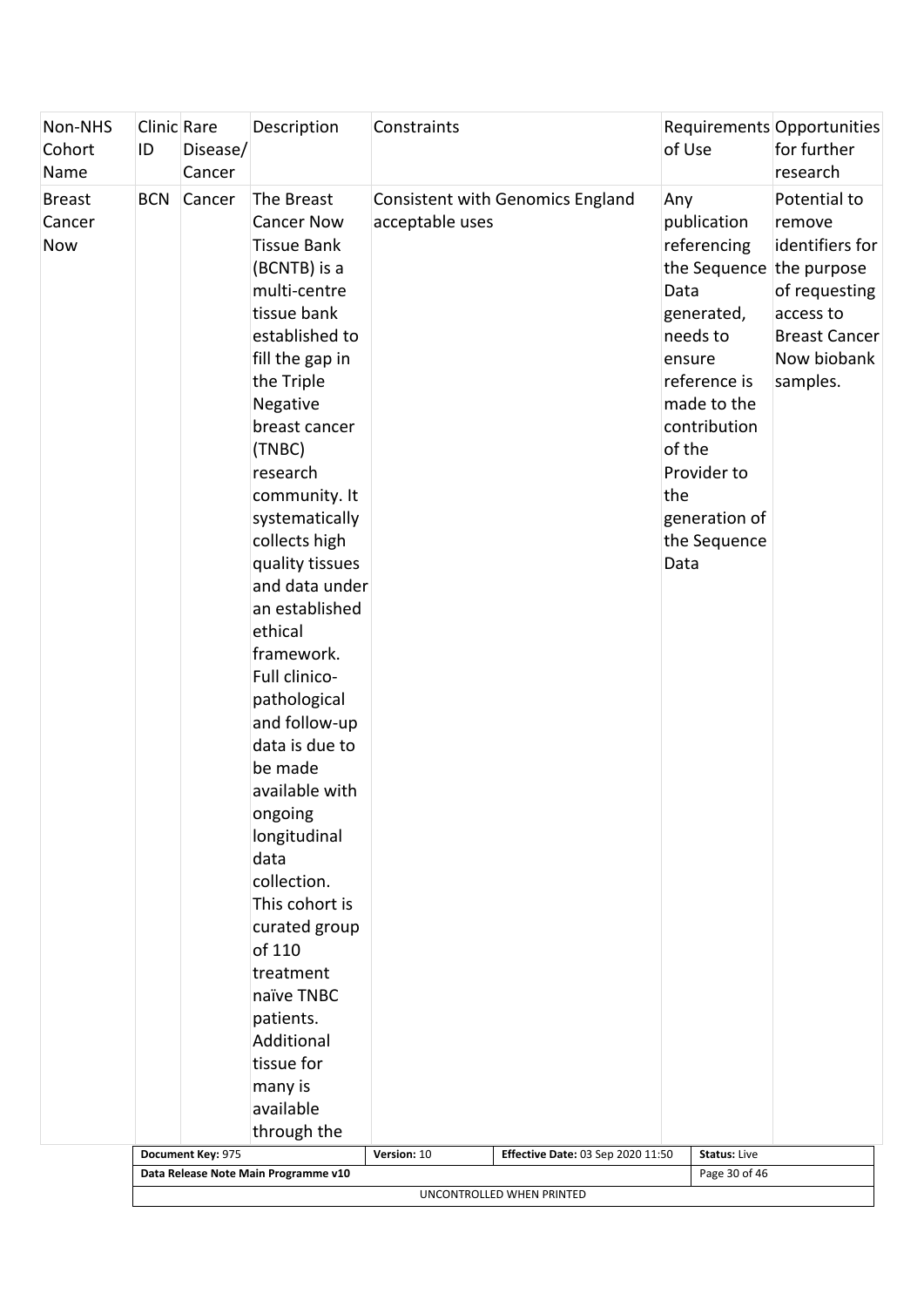| Non-NHS Cohort Name | Clinic ID | Rare Disease/ Cancer | Description | Constraints | Requirements of Use | Opportunities for further research |
|---|---|---|---|---|---|---|
| Breast Cancer Now | BCN | Cancer | The Breast Cancer Now Tissue Bank (BCNTB) is a multi-centre tissue bank established to fill the gap in the Triple Negative breast cancer (TNBC) research community. It systematically collects high quality tissues and data under an established ethical framework. Full clinico-pathological and follow-up data is due to be made available with ongoing longitudinal data collection. This cohort is curated group of 110 treatment naïve TNBC patients. Additional tissue for many is available through the | Consistent with Genomics England acceptable uses | Any publication referencing the Sequence Data generated, needs to ensure reference is made to the contribution of the Provider to the generation of the Sequence Data | Potential to remove identifiers for the purpose of requesting access to Breast Cancer Now biobank samples. |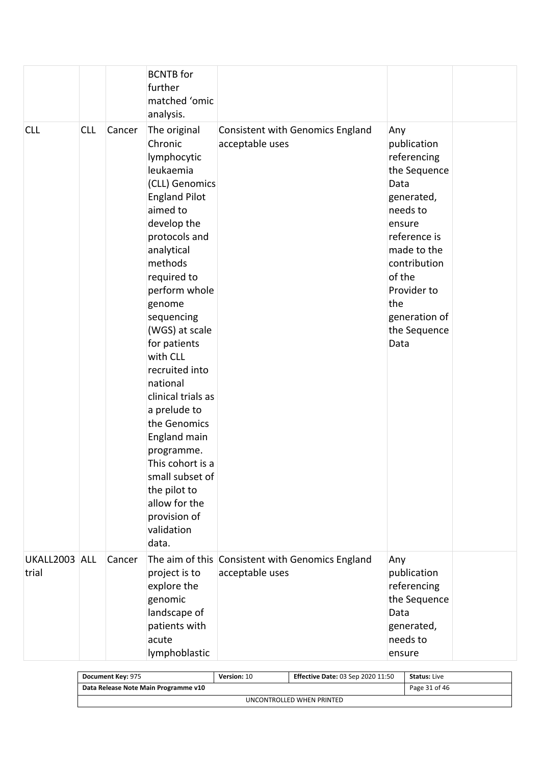| | | | | | | |
|---|---|---|---|---|---|---|
| | | | BCNTB for further matched 'omic analysis. | | | |
| CLL | CLL | Cancer | The original Chronic lymphocytic leukaemia (CLL) Genomics England Pilot aimed to develop the protocols and analytical methods required to perform whole genome sequencing (WGS) at scale for patients with CLL recruited into national clinical trials as a prelude to the Genomics England main programme. This cohort is a small subset of the pilot to allow for the provision of validation data. | Consistent with Genomics England acceptable uses | Any publication referencing the Sequence Data generated, needs to ensure reference is made to the contribution of the Provider to the generation of the Sequence Data | |
| UKALL2003 trial | ALL | Cancer | The aim of this project is to explore the genomic landscape of patients with acute lymphoblastic | Consistent with Genomics England acceptable uses | Any publication referencing the Sequence Data generated, needs to ensure | |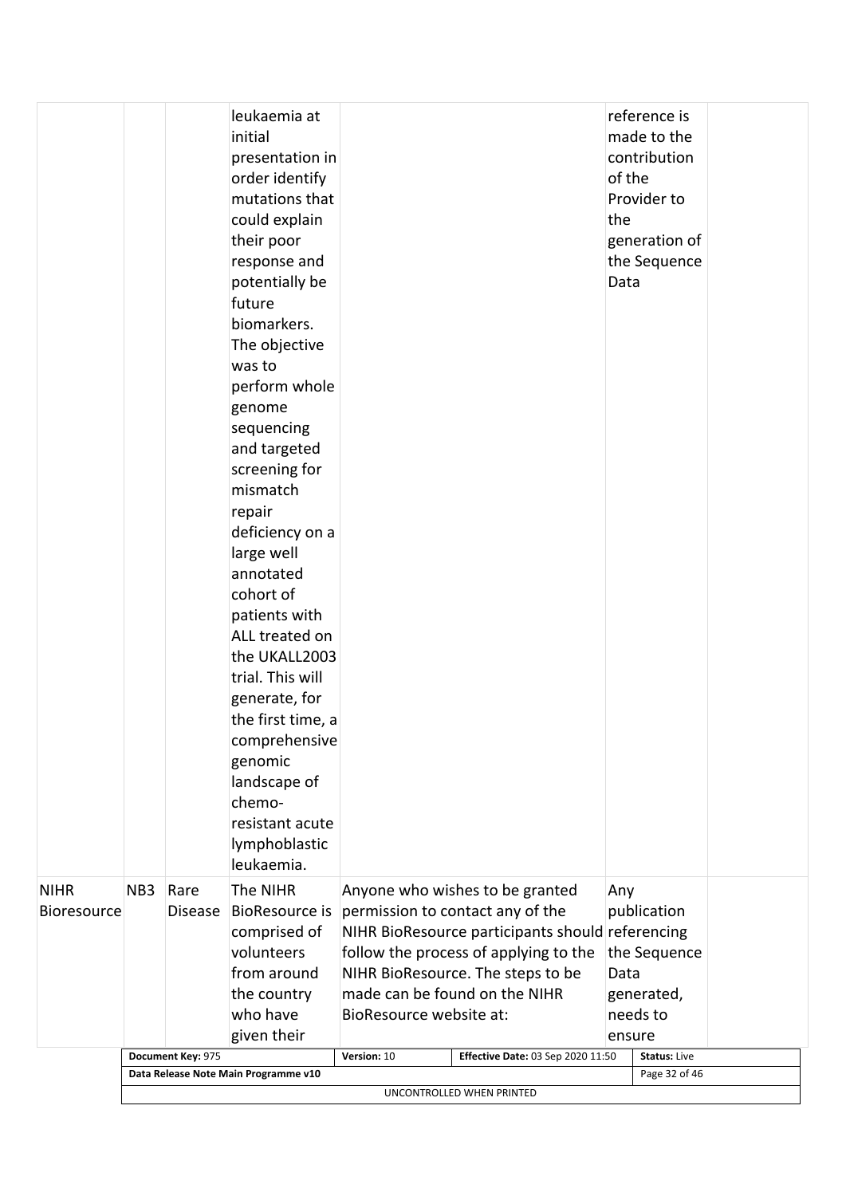| | | | | | | |
|---|---|---|---|---|---|---|
| | | | leukaemia at initial presentation in order identify mutations that could explain their poor response and potentially be future biomarkers. The objective was to perform whole genome sequencing and targeted screening for mismatch repair deficiency on a large well annotated cohort of patients with ALL treated on the UKALL2003 trial. This will generate, for the first time, a comprehensive genomic landscape of chemo-resistant acute lymphoblastic leukaemia. | | reference is made to the contribution of the Provider to the generation of the Sequence Data | |
| NIHR Bioresource | NB3 | Rare Disease | The NIHR BioResource is comprised of volunteers from around the country who have given their | Anyone who wishes to be granted permission to contact any of the NIHR BioResource participants should follow the process of applying to the NIHR BioResource. The steps to be made can be found on the NIHR BioResource website at: | Any publication referencing the Sequence Data generated, needs to ensure | |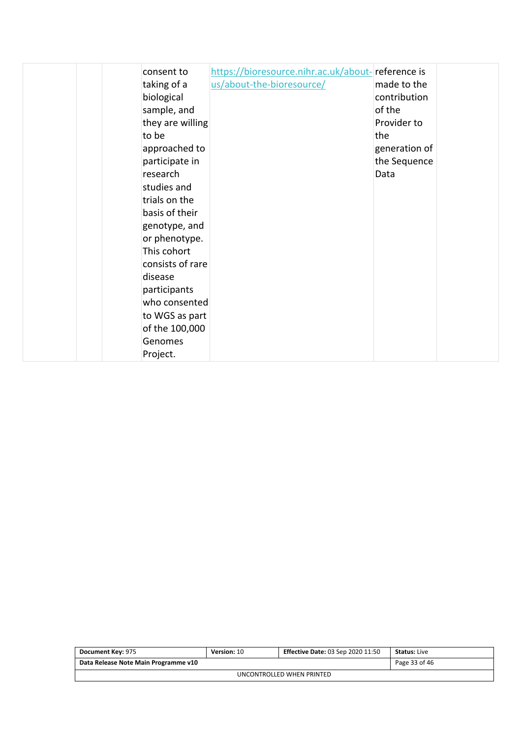|  |  |  | consent to taking of a biological sample, and they are willing to be approached to participate in research studies and trials on the basis of their genotype, and or phenotype. This cohort consists of rare disease participants who consented to WGS as part of the 100,000 Genomes Project. | https://bioresource.nihr.ac.uk/about-us/about-the-bioresource/ | reference is made to the contribution of the Provider to the generation of the Sequence Data |  |
|---|---|---|---|---|---|---|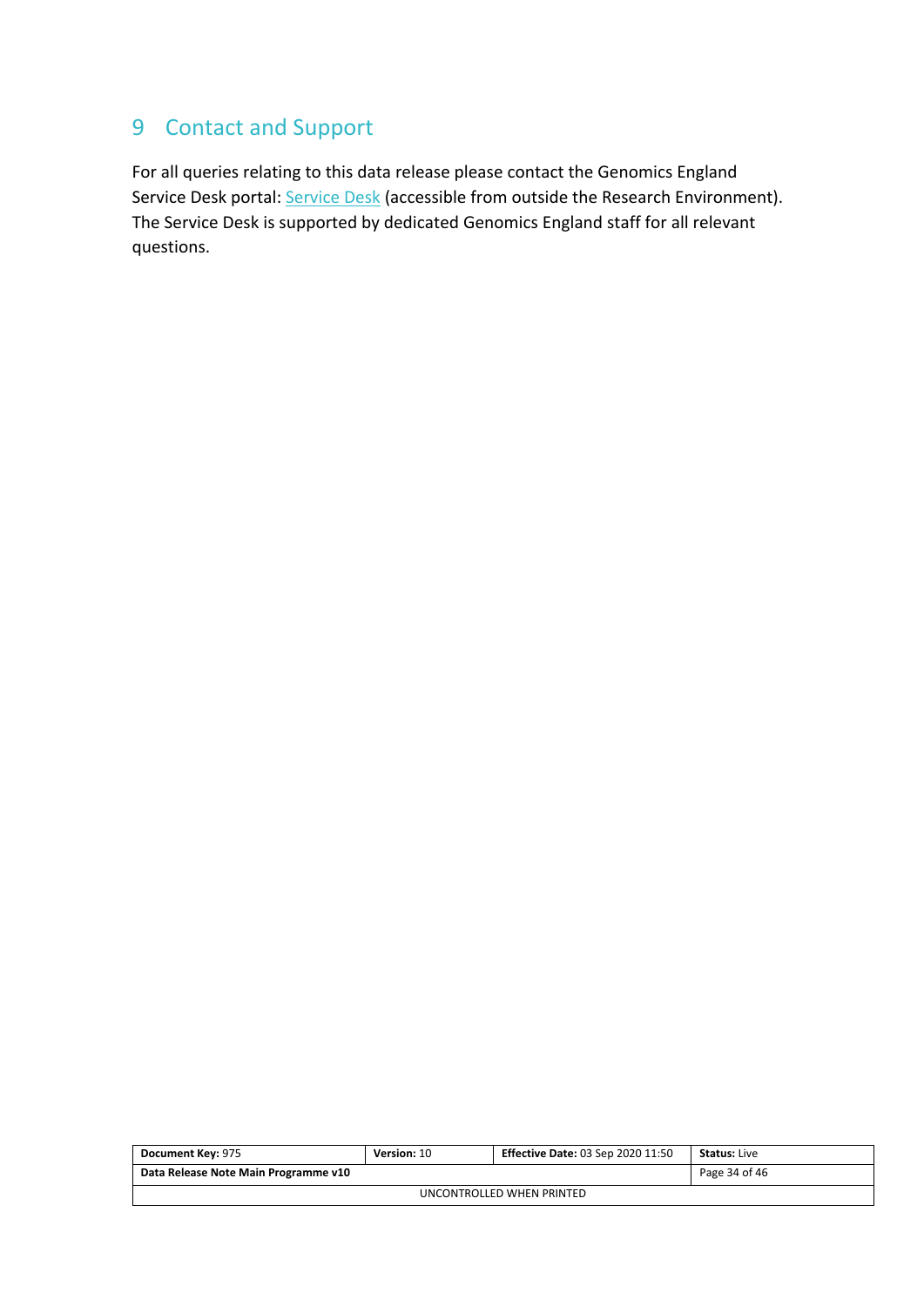# 9 Contact and Support

For all queries relating to this data release please contact the Genomics England Service Desk portal: Service Desk (accessible from outside the Research Environment). The Service Desk is supported by dedicated Genomics England staff for all relevant questions.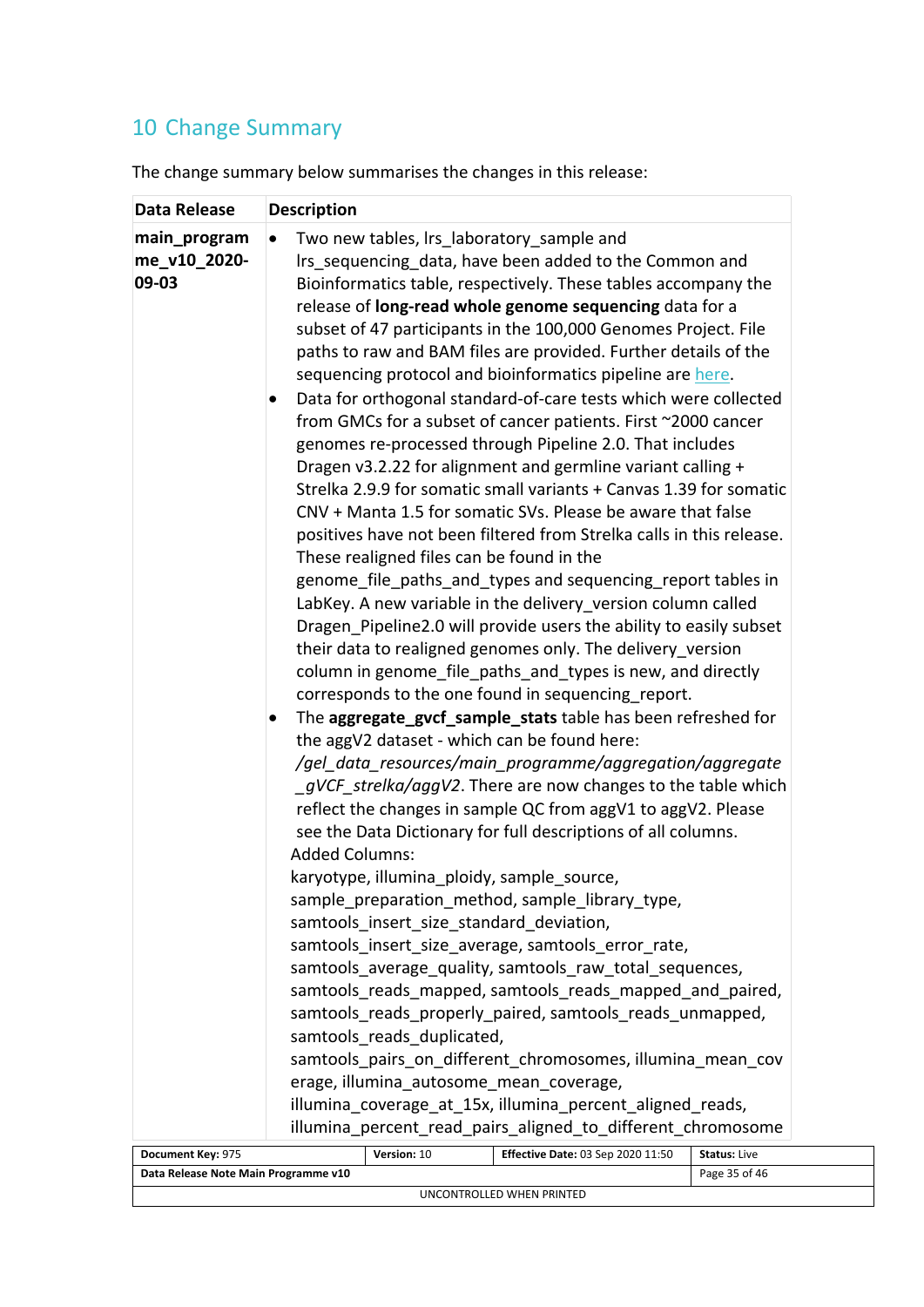# 10 Change Summary

The change summary below summarises the changes in this release:

| Data Release | Description |
|---|---|
| **main_programme_v10_2020-09-03** | • Two new tables, lrs_laboratory_sample and lrs_sequencing_data, have been added to the Common and Bioinformatics table, respectively. These tables accompany the release of **long-read whole genome sequencing** data for a subset of 47 participants in the 100,000 Genomes Project. File paths to raw and BAM files are provided. Further details of the sequencing protocol and bioinformatics pipeline are here.<br>• Data for orthogonal standard-of-care tests which were collected from GMCs for a subset of cancer patients. First ~2000 cancer genomes re-processed through Pipeline 2.0. That includes Dragen v3.2.22 for alignment and germline variant calling + Strelka 2.9.9 for somatic small variants + Canvas 1.39 for somatic CNV + Manta 1.5 for somatic SVs. Please be aware that false positives have not been filtered from Strelka calls in this release. These realigned files can be found in the genome_file_paths_and_types and sequencing_report tables in LabKey. A new variable in the delivery_version column called Dragen_Pipeline2.0 will provide users the ability to easily subset their data to realigned genomes only. The delivery_version column in genome_file_paths_and_types is new, and directly corresponds to the one found in sequencing_report.<br>• The **aggregate_gvcf_sample_stats** table has been refreshed for the aggV2 dataset - which can be found here: */gel_data_resources/main_programme/aggregation/aggregate_gVCF_strelka/aggV2*. There are now changes to the table which reflect the changes in sample QC from aggV1 to aggV2. Please see the Data Dictionary for full descriptions of all columns.<br>Added Columns:<br>karyotype, illumina_ploidy, sample_source, sample_preparation_method, sample_library_type, samtools_insert_size_standard_deviation, samtools_insert_size_average, samtools_error_rate, samtools_average_quality, samtools_raw_total_sequences, samtools_reads_mapped, samtools_reads_mapped_and_paired, samtools_reads_properly_paired, samtools_reads_unmapped, samtools_reads_duplicated, samtools_pairs_on_different_chromosomes, illumina_mean_coverage, illumina_autosome_mean_coverage, illumina_coverage_at_15x, illumina_percent_aligned_reads, illumina_percent_read_pairs_aligned_to_different_chromosome |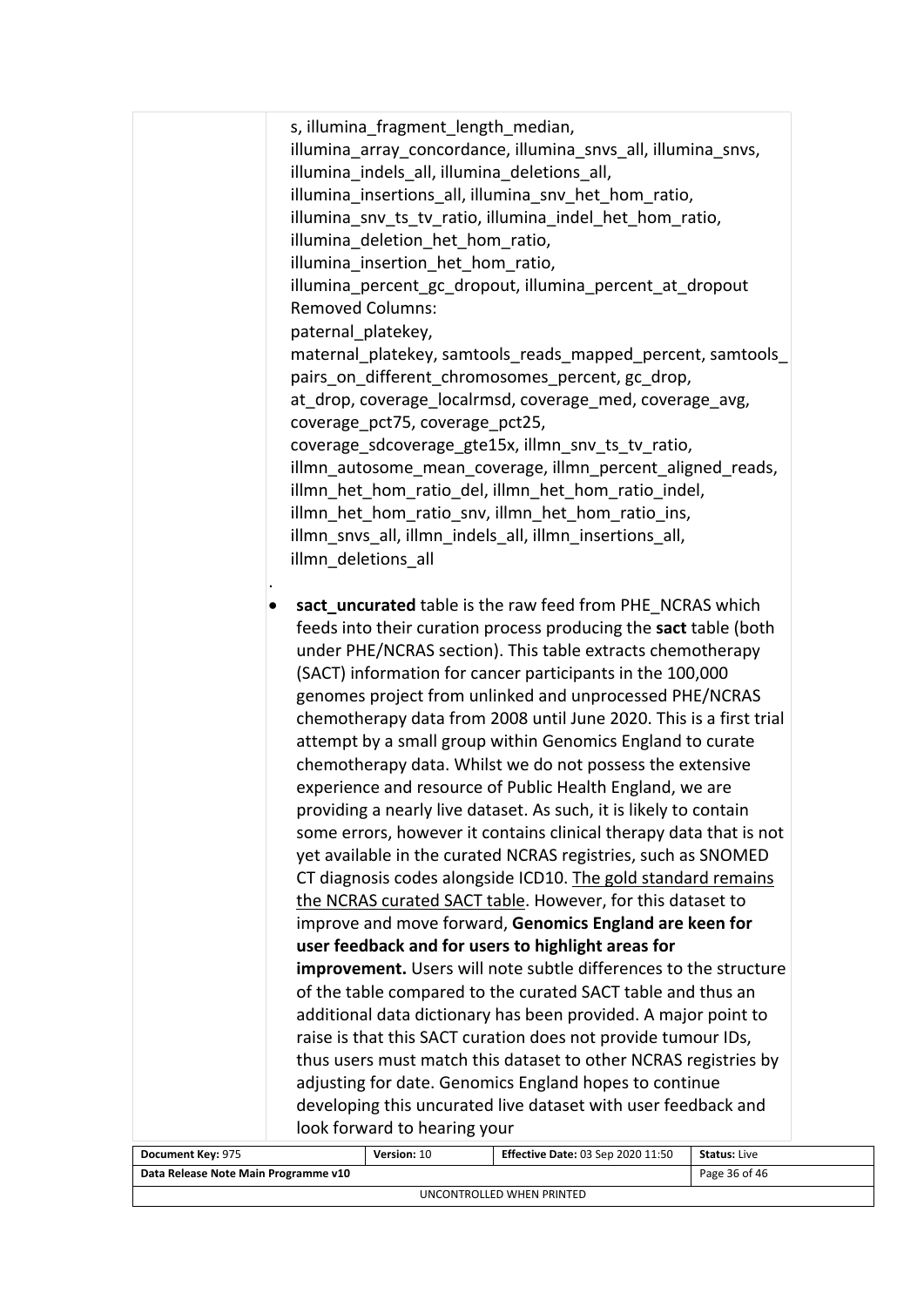| | s, illumina_fragment_length_median, illumina_array_concordance, illumina_snvs_all, illumina_snvs, illumina_indels_all, illumina_deletions_all, illumina_insertions_all, illumina_snv_het_hom_ratio, illumina_snv_ts_tv_ratio, illumina_indel_het_hom_ratio, illumina_deletion_het_hom_ratio, illumina_insertion_het_hom_ratio, illumina_percent_gc_dropout, illumina_percent_at_dropout<br>Removed Columns:<br>paternal_platekey, maternal_platekey, samtools_reads_mapped_percent, samtools_pairs_on_different_chromosomes_percent, gc_drop, at_drop, coverage_localrmsd, coverage_med, coverage_avg, coverage_pct75, coverage_pct25, coverage_sdcoverage_gte15x, illmn_snv_ts_tv_ratio, illmn_autosome_mean_coverage, illmn_percent_aligned_reads, illmn_het_hom_ratio_del, illmn_het_hom_ratio_indel, illmn_het_hom_ratio_snv, illmn_het_hom_ratio_ins, illmn_snvs_all, illmn_indels_all, illmn_insertions_all, illmn_deletions_all<br>.<br>• **sact_uncurated** table is the raw feed from PHE_NCRAS which feeds into their curation process producing the **sact** table (both under PHE/NCRAS section). This table extracts chemotherapy (SACT) information for cancer participants in the 100,000 genomes project from unlinked and unprocessed PHE/NCRAS chemotherapy data from 2008 until June 2020. This is a first trial attempt by a small group within Genomics England to curate chemotherapy data. Whilst we do not possess the extensive experience and resource of Public Health England, we are providing a nearly live dataset. As such, it is likely to contain some errors, however it contains clinical therapy data that is not yet available in the curated NCRAS registries, such as SNOMED CT diagnosis codes alongside ICD10. <u>The gold standard remains the NCRAS curated SACT table</u>. However, for this dataset to improve and move forward, **Genomics England are keen for user feedback and for users to highlight areas for improvement.** Users will note subtle differences to the structure of the table compared to the curated SACT table and thus an additional data dictionary has been provided. A major point to raise is that this SACT curation does not provide tumour IDs, thus users must match this dataset to other NCRAS registries by adjusting for date. Genomics England hopes to continue developing this uncurated live dataset with user feedback and look forward to hearing your |
|---|---|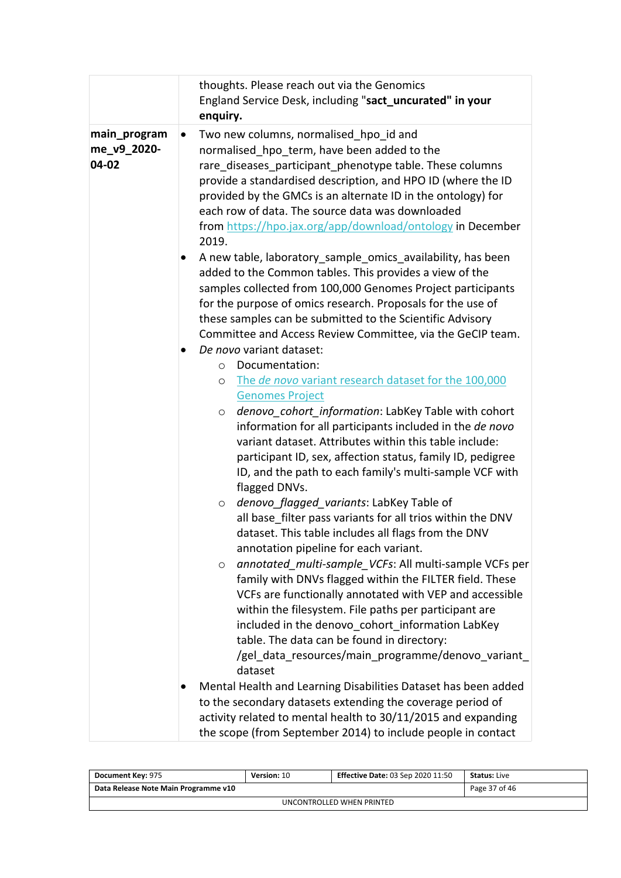|  |  |
|---|---|
|  | thoughts. Please reach out via the Genomics England Service Desk, including **"sact_uncurated" in your enquiry.** |
| **main_programme_v9_2020-04-02** | • Two new columns, normalised_hpo_id and normalised_hpo_term, have been added to the rare_diseases_participant_phenotype table. These columns provide a standardised description, and HPO ID (where the ID provided by the GMCs is an alternate ID in the ontology) for each row of data. The source data was downloaded from [https://hpo.jax.org/app/download/ontology](https://hpo.jax.org/app/download/ontology) in December 2019.<br>• A new table, laboratory_sample_omics_availability, has been added to the Common tables. This provides a view of the samples collected from 100,000 Genomes Project participants for the purpose of omics research. Proposals for the use of these samples can be submitted to the Scientific Advisory Committee and Access Review Committee, via the GeCIP team.<br>• *De novo* variant dataset:<br>&nbsp;&nbsp;&nbsp;&nbsp;○ Documentation:<br>&nbsp;&nbsp;&nbsp;&nbsp;○ The *de novo* variant research dataset for the 100,000 Genomes Project<br>&nbsp;&nbsp;&nbsp;&nbsp;○ *denovo_cohort_information*: LabKey Table with cohort information for all participants included in the *de novo* variant dataset. Attributes within this table include: participant ID, sex, affection status, family ID, pedigree ID, and the path to each family's multi-sample VCF with flagged DNVs.<br>&nbsp;&nbsp;&nbsp;&nbsp;○ *denovo_flagged_variants*: LabKey Table of all base_filter pass variants for all trios within the DNV dataset. This table includes all flags from the DNV annotation pipeline for each variant.<br>&nbsp;&nbsp;&nbsp;&nbsp;○ *annotated_multi-sample_VCFs*: All multi-sample VCFs per family with DNVs flagged within the FILTER field. These VCFs are functionally annotated with VEP and accessible within the filesystem. File paths per participant are included in the denovo_cohort_information LabKey table. The data can be found in directory: /gel_data_resources/main_programme/denovo_variant_dataset<br>• Mental Health and Learning Disabilities Dataset has been added to the secondary datasets extending the coverage period of activity related to mental health to 30/11/2015 and expanding the scope (from September 2014) to include people in contact |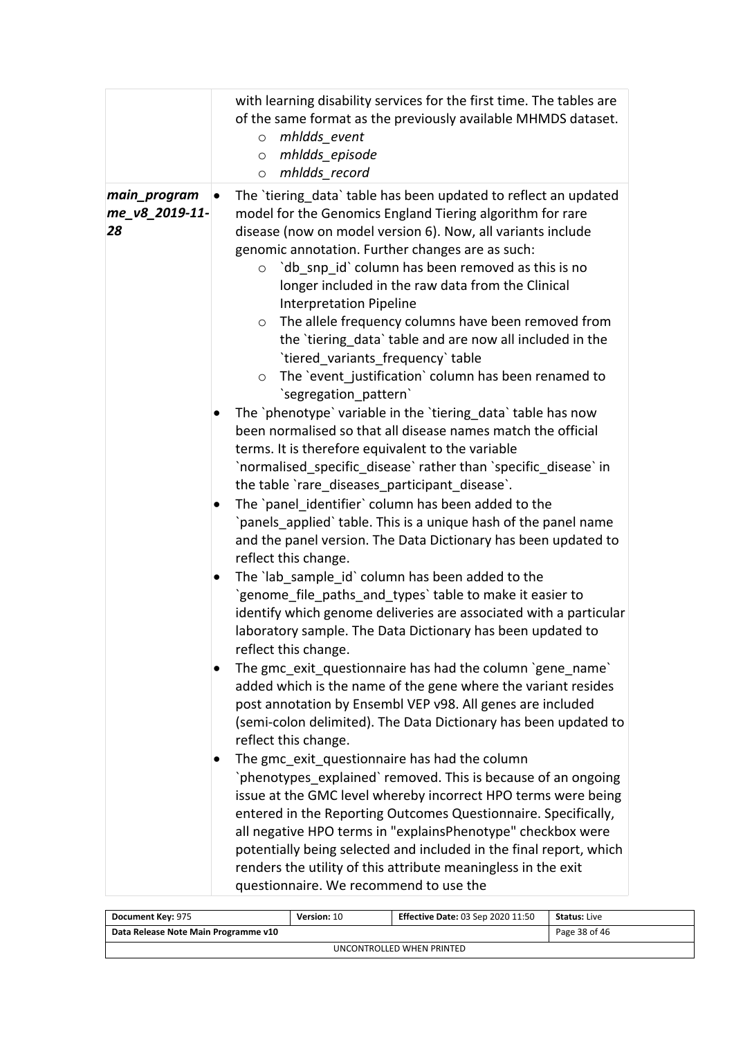| | |
|---|---|
| | with learning disability services for the first time. The tables are of the same format as the previously available MHMDS dataset.<br>◦ *mhldds_event*<br>◦ *mhldds_episode*<br>◦ *mhldds_record* |
| ***main_programme_v8_2019-11-28*** | • The `tiering_data` table has been updated to reflect an updated model for the Genomics England Tiering algorithm for rare disease (now on model version 6). Now, all variants include genomic annotation. Further changes are as such:<br>◦ `db_snp_id` column has been removed as this is no longer included in the raw data from the Clinical Interpretation Pipeline<br>◦ The allele frequency columns have been removed from the `tiering_data` table and are now all included in the `tiered_variants_frequency` table<br>◦ The `event_justification` column has been renamed to `segregation_pattern`<br>• The `phenotype` variable in the `tiering_data` table has now been normalised so that all disease names match the official terms. It is therefore equivalent to the variable `normalised_specific_disease` rather than `specific_disease` in the table `rare_diseases_participant_disease`.<br>• The `panel_identifier` column has been added to the `panels_applied` table. This is a unique hash of the panel name and the panel version. The Data Dictionary has been updated to reflect this change.<br>• The `lab_sample_id` column has been added to the `genome_file_paths_and_types` table to make it easier to identify which genome deliveries are associated with a particular laboratory sample. The Data Dictionary has been updated to reflect this change.<br>• The gmc_exit_questionnaire has had the column `gene_name` added which is the name of the gene where the variant resides post annotation by Ensembl VEP v98. All genes are included (semi-colon delimited). The Data Dictionary has been updated to reflect this change.<br>• The gmc_exit_questionnaire has had the column `phenotypes_explained` removed. This is because of an ongoing issue at the GMC level whereby incorrect HPO terms were being entered in the Reporting Outcomes Questionnaire. Specifically, all negative HPO terms in "explainsPhenotype" checkbox were potentially being selected and included in the final report, which renders the utility of this attribute meaningless in the exit questionnaire. We recommend to use the |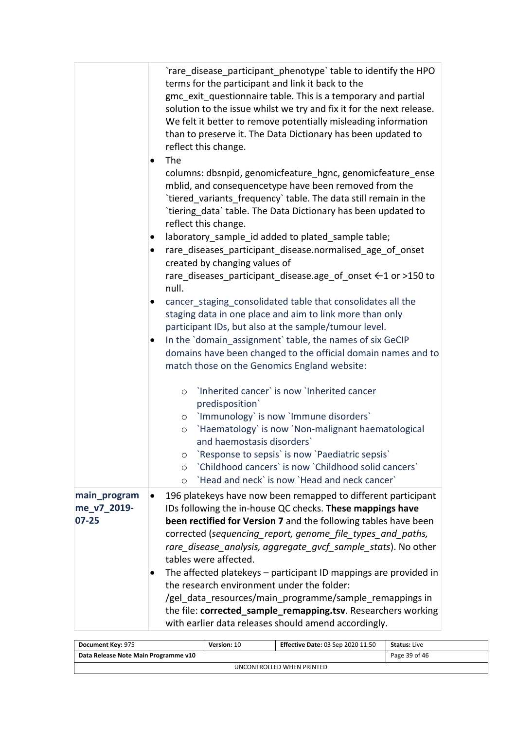| | |
|---|---|
| | `rare_disease_participant_phenotype` table to identify the HPO terms for the participant and link it back to the gmc_exit_questionnaire table. This is a temporary and partial solution to the issue whilst we try and fix it for the next release. We felt it better to remove potentially misleading information than to preserve it. The Data Dictionary has been updated to reflect this change.<br>• The columns: dbsnpid, genomicfeature_hgnc, genomicfeature_ensemblid, and consequencetype have been removed from the `tiered_variants_frequency` table. The data still remain in the `tiering_data` table. The Data Dictionary has been updated to reflect this change.<br>• laboratory_sample_id added to plated_sample table;<br>• rare_diseases_participant_disease.normalised_age_of_onset created by changing values of rare_diseases_participant_disease.age_of_onset <-1 or >150 to null.<br>• cancer_staging_consolidated table that consolidates all the staging data in one place and aim to link more than only participant IDs, but also at the sample/tumour level.<br>• In the `domain_assignment` table, the names of six GeCIP domains have been changed to the official domain names and to match those on the Genomics England website:<br>&nbsp;&nbsp;○ `Inherited cancer` is now `Inherited cancer predisposition`<br>&nbsp;&nbsp;○ `Immunology` is now `Immune disorders`<br>&nbsp;&nbsp;○ `Haematology` is now `Non-malignant haematological and haemostasis disorders`<br>&nbsp;&nbsp;○ `Response to sepsis` is now `Paediatric sepsis`<br>&nbsp;&nbsp;○ `Childhood cancers` is now `Childhood solid cancers`<br>&nbsp;&nbsp;○ `Head and neck` is now `Head and neck cancer` |
| **main_programme_v7_2019-07-25** | • 196 platekeys have now been remapped to different participant IDs following the in-house QC checks. **These mappings have been rectified for Version 7** and the following tables have been corrected (*sequencing_report, genome_file_types_and_paths, rare_disease_analysis, aggregate_gvcf_sample_stats*). No other tables were affected.<br>• The affected platekeys – participant ID mappings are provided in the research environment under the folder: /gel_data_resources/main_programme/sample_remappings in the file: **corrected_sample_remapping.tsv**. Researchers working with earlier data releases should amend accordingly. |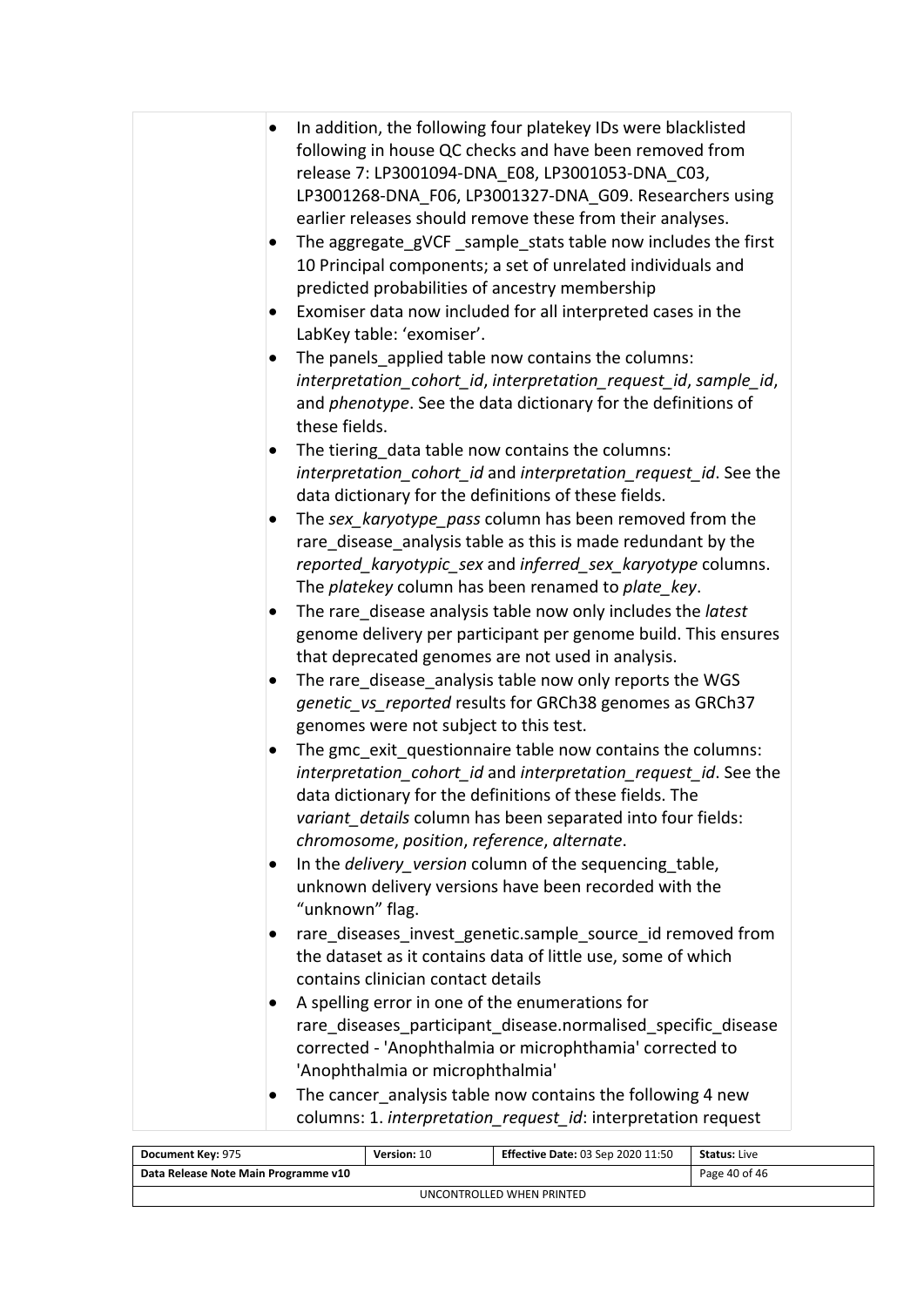- In addition, the following four platekey IDs were blacklisted following in house QC checks and have been removed from release 7: LP3001094-DNA_E08, LP3001053-DNA_C03, LP3001268-DNA_F06, LP3001327-DNA_G09. Researchers using earlier releases should remove these from their analyses.
- The aggregate_gVCF _sample_stats table now includes the first 10 Principal components; a set of unrelated individuals and predicted probabilities of ancestry membership
- Exomiser data now included for all interpreted cases in the LabKey table: 'exomiser'.
- The panels_applied table now contains the columns: *interpretation_cohort_id*, *interpretation_request_id*, *sample_id*, and *phenotype*. See the data dictionary for the definitions of these fields.
- The tiering_data table now contains the columns: *interpretation_cohort_id* and *interpretation_request_id*. See the data dictionary for the definitions of these fields.
- The *sex_karyotype_pass* column has been removed from the rare_disease_analysis table as this is made redundant by the *reported_karyotypic_sex* and *inferred_sex_karyotype* columns. The *platekey* column has been renamed to *plate_key*.
- The rare_disease analysis table now only includes the *latest* genome delivery per participant per genome build. This ensures that deprecated genomes are not used in analysis.
- The rare_disease_analysis table now only reports the WGS *genetic_vs_reported* results for GRCh38 genomes as GRCh37 genomes were not subject to this test.
- The gmc_exit_questionnaire table now contains the columns: *interpretation_cohort_id* and *interpretation_request_id*. See the data dictionary for the definitions of these fields. The *variant_details* column has been separated into four fields: *chromosome*, *position*, *reference*, *alternate*.
- In the *delivery_version* column of the sequencing_table, unknown delivery versions have been recorded with the "unknown" flag.
- rare_diseases_invest_genetic.sample_source_id removed from the dataset as it contains data of little use, some of which contains clinician contact details
- A spelling error in one of the enumerations for rare_diseases_participant_disease.normalised_specific_disease corrected - 'Anophthalmia or microphthamia' corrected to 'Anophthalmia or microphthalmia'
- The cancer_analysis table now contains the following 4 new columns: 1. *interpretation_request_id*: interpretation request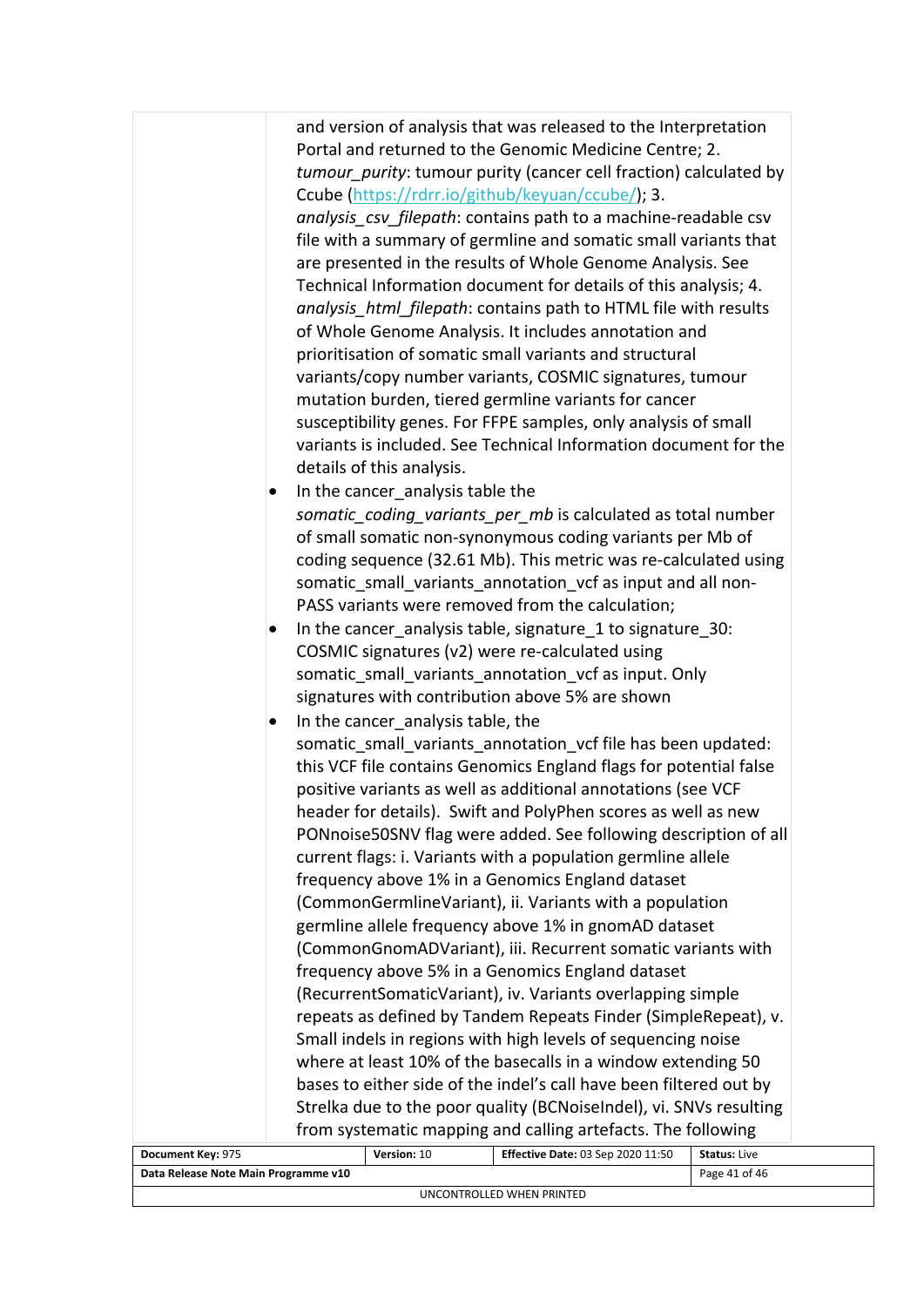and version of analysis that was released to the Interpretation Portal and returned to the Genomic Medicine Centre; 2. *tumour_purity*: tumour purity (cancer cell fraction) calculated by Ccube (https://rdrr.io/github/keyuan/ccube/); 3. *analysis_csv_filepath*: contains path to a machine-readable csv file with a summary of germline and somatic small variants that are presented in the results of Whole Genome Analysis. See Technical Information document for details of this analysis; 4. *analysis_html_filepath*: contains path to HTML file with results of Whole Genome Analysis. It includes annotation and prioritisation of somatic small variants and structural variants/copy number variants, COSMIC signatures, tumour mutation burden, tiered germline variants for cancer susceptibility genes. For FFPE samples, only analysis of small variants is included. See Technical Information document for the details of this analysis.

- In the cancer_analysis table the *somatic_coding_variants_per_mb* is calculated as total number of small somatic non-synonymous coding variants per Mb of coding sequence (32.61 Mb). This metric was re-calculated using somatic_small_variants_annotation_vcf as input and all non-PASS variants were removed from the calculation;
- In the cancer_analysis table, signature_1 to signature_30: COSMIC signatures (v2) were re-calculated using somatic_small_variants_annotation_vcf as input. Only signatures with contribution above 5% are shown
- In the cancer_analysis table, the somatic_small_variants_annotation_vcf file has been updated: this VCF file contains Genomics England flags for potential false positive variants as well as additional annotations (see VCF header for details). Swift and PolyPhen scores as well as new PONnoise50SNV flag were added. See following description of all current flags: i. Variants with a population germline allele frequency above 1% in a Genomics England dataset (CommonGermlineVariant), ii. Variants with a population germline allele frequency above 1% in gnomAD dataset (CommonGnomADVariant), iii. Recurrent somatic variants with frequency above 5% in a Genomics England dataset (RecurrentSomaticVariant), iv. Variants overlapping simple repeats as defined by Tandem Repeats Finder (SimpleRepeat), v. Small indels in regions with high levels of sequencing noise where at least 10% of the basecalls in a window extending 50 bases to either side of the indel's call have been filtered out by Strelka due to the poor quality (BCNoiseIndel), vi. SNVs resulting from systematic mapping and calling artefacts. The following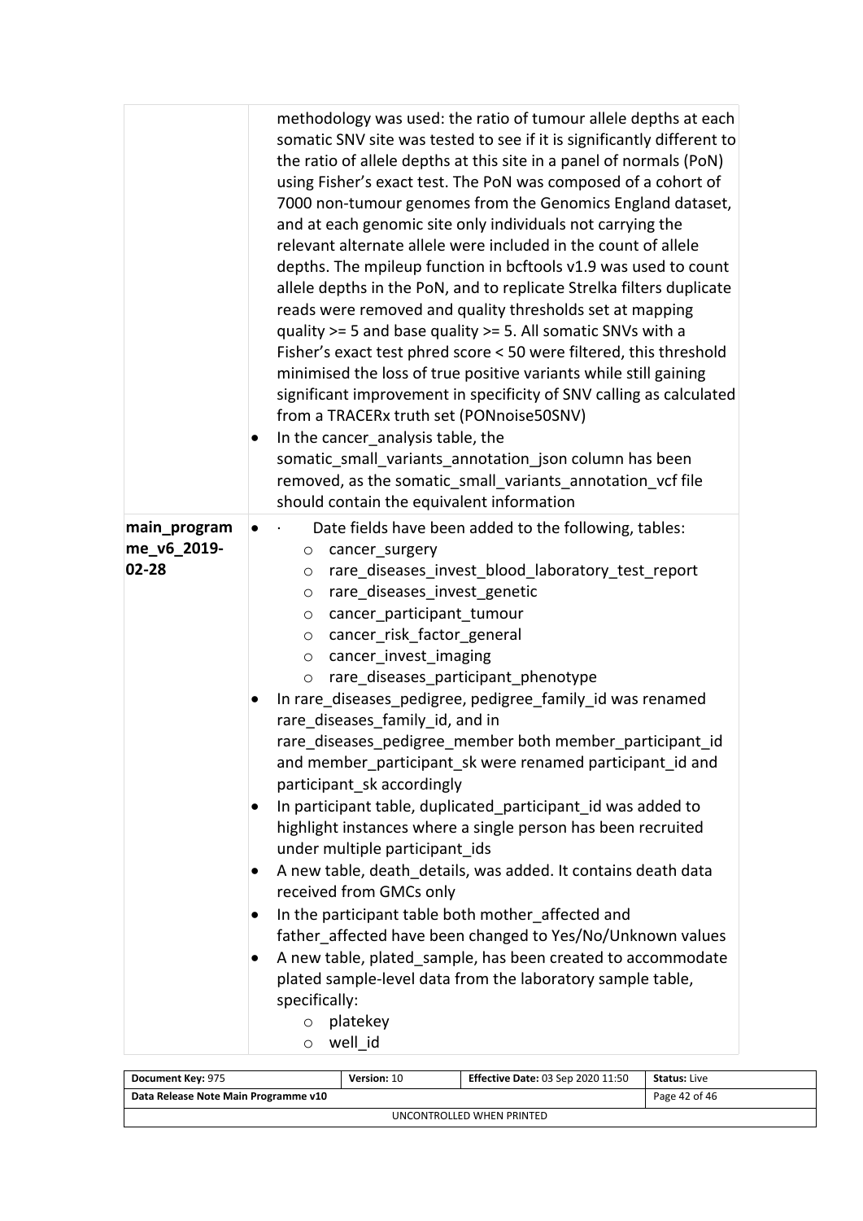| | |
|---|---|
| | methodology was used: the ratio of tumour allele depths at each somatic SNV site was tested to see if it is significantly different to the ratio of allele depths at this site in a panel of normals (PoN) using Fisher's exact test. The PoN was composed of a cohort of 7000 non-tumour genomes from the Genomics England dataset, and at each genomic site only individuals not carrying the relevant alternate allele were included in the count of allele depths. The mpileup function in bcftools v1.9 was used to count allele depths in the PoN, and to replicate Strelka filters duplicate reads were removed and quality thresholds set at mapping quality >= 5 and base quality >= 5. All somatic SNVs with a Fisher's exact test phred score < 50 were filtered, this threshold minimised the loss of true positive variants while still gaining significant improvement in specificity of SNV calling as calculated from a TRACERx truth set (PONnoise50SNV)<br>• In the cancer_analysis table, the somatic_small_variants_annotation_json column has been removed, as the somatic_small_variants_annotation_vcf file should contain the equivalent information |
| **main_programme_v6_2019-02-28** | • Date fields have been added to the following, tables:<br>  ○ cancer_surgery<br>  ○ rare_diseases_invest_blood_laboratory_test_report<br>  ○ rare_diseases_invest_genetic<br>  ○ cancer_participant_tumour<br>  ○ cancer_risk_factor_general<br>  ○ cancer_invest_imaging<br>  ○ rare_diseases_participant_phenotype<br>• In rare_diseases_pedigree, pedigree_family_id was renamed rare_diseases_family_id, and in rare_diseases_pedigree_member both member_participant_id and member_participant_sk were renamed participant_id and participant_sk accordingly<br>• In participant table, duplicated_participant_id was added to highlight instances where a single person has been recruited under multiple participant_ids<br>• A new table, death_details, was added. It contains death data received from GMCs only<br>• In the participant table both mother_affected and father_affected have been changed to Yes/No/Unknown values<br>• A new table, plated_sample, has been created to accommodate plated sample-level data from the laboratory sample table, specifically:<br>  ○ platekey<br>  ○ well_id |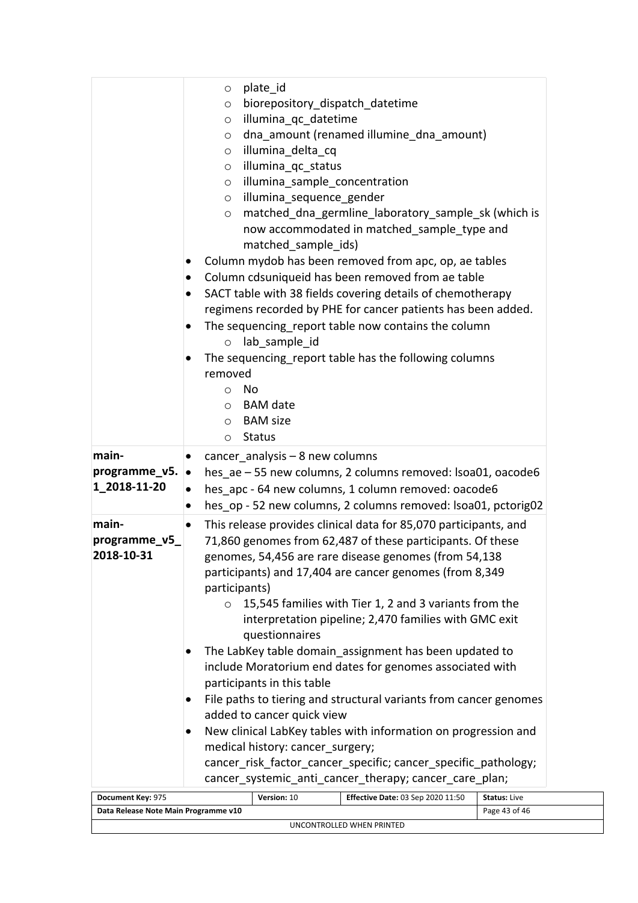| | |
|---|---|
| | <ul><li>plate_id</li><li>biorepository_dispatch_datetime</li><li>illumina_qc_datetime</li><li>dna_amount (renamed illumine_dna_amount)</li><li>illumina_delta_cq</li><li>illumina_qc_status</li><li>illumina_sample_concentration</li><li>illumina_sequence_gender</li><li>matched_dna_germline_laboratory_sample_sk (which is now accommodated in matched_sample_type and matched_sample_ids)</li></ul><ul><li>Column mydob has been removed from apc, op, ae tables</li><li>Column cdsuniqueid has been removed from ae table</li><li>SACT table with 38 fields covering details of chemotherapy regimens recorded by PHE for cancer patients has been added.</li><li>The sequencing_report table now contains the column<ul><li>lab_sample_id</li></ul></li><li>The sequencing_report table has the following columns removed<ul><li>No</li><li>BAM date</li><li>BAM size</li><li>Status</li></ul></li></ul> |
| **main-programme_v5.1_2018-11-20** | <ul><li>cancer_analysis – 8 new columns</li><li>hes_ae – 55 new columns, 2 columns removed: lsoa01, oacode6</li><li>hes_apc - 64 new columns, 1 column removed: oacode6</li><li>hes_op - 52 new columns, 2 columns removed: lsoa01, pctorig02</li></ul> |
| **main-programme_v5_2018-10-31** | <ul><li>This release provides clinical data for 85,070 participants, and 71,860 genomes from 62,487 of these participants. Of these genomes, 54,456 are rare disease genomes (from 54,138 participants) and 17,404 are cancer genomes (from 8,349 participants)<ul><li>15,545 families with Tier 1, 2 and 3 variants from the interpretation pipeline; 2,470 families with GMC exit questionnaires</li></ul></li><li>The LabKey table domain_assignment has been updated to include Moratorium end dates for genomes associated with participants in this table</li><li>File paths to tiering and structural variants from cancer genomes added to cancer quick view</li><li>New clinical LabKey tables with information on progression and medical history: cancer_surgery; cancer_risk_factor_cancer_specific; cancer_specific_pathology; cancer_systemic_anti_cancer_therapy; cancer_care_plan;</li></ul> |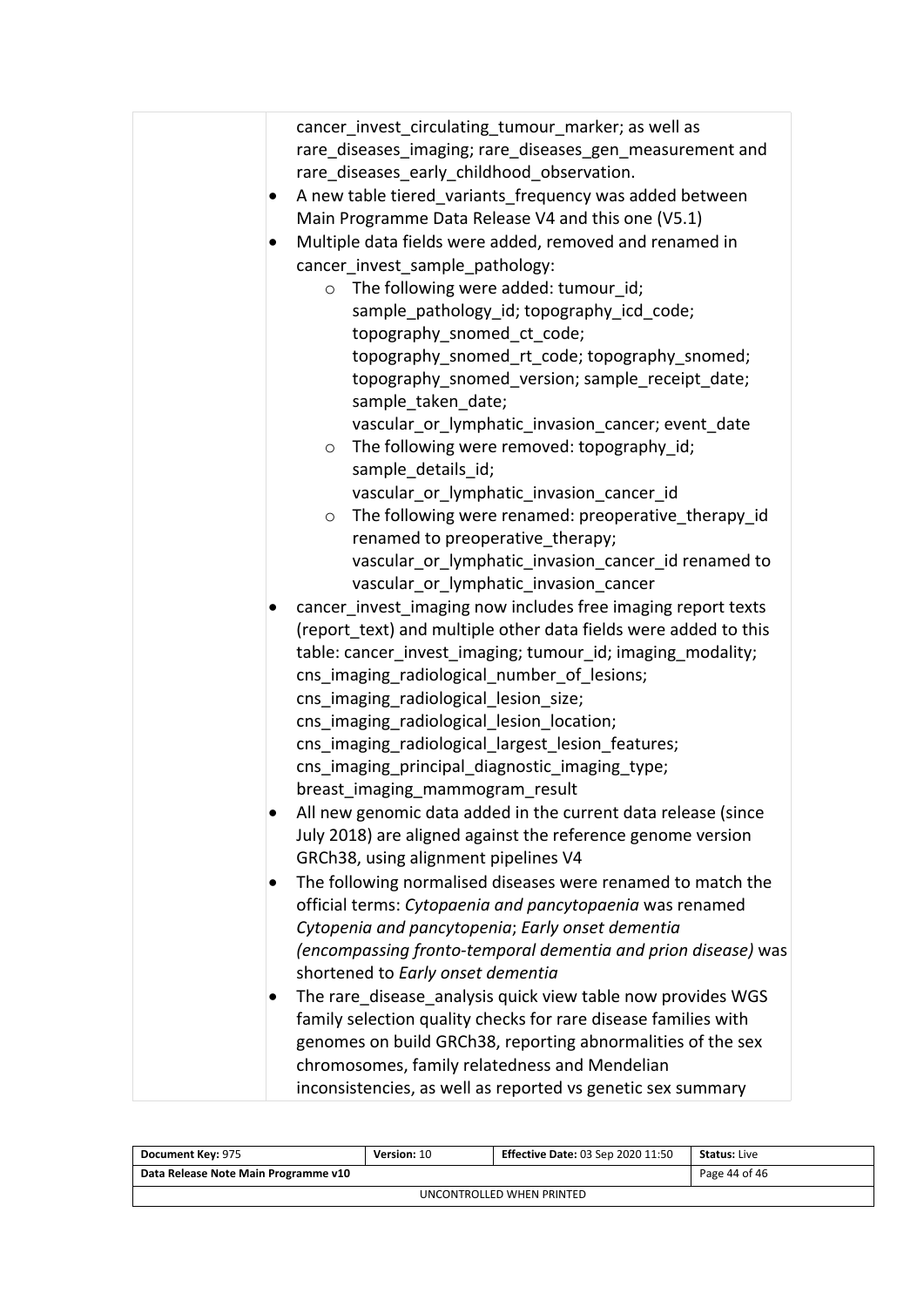| | cancer_invest_circulating_tumour_marker; as well as rare_diseases_imaging; rare_diseases_gen_measurement and rare_diseases_early_childhood_observation.<br>• A new table tiered_variants_frequency was added between Main Programme Data Release V4 and this one (V5.1)<br>• Multiple data fields were added, removed and renamed in cancer_invest_sample_pathology:<br>  ○ The following were added: tumour_id; sample_pathology_id; topography_icd_code; topography_snomed_ct_code; topography_snomed_rt_code; topography_snomed; topography_snomed_version; sample_receipt_date; sample_taken_date; vascular_or_lymphatic_invasion_cancer; event_date<br>  ○ The following were removed: topography_id; sample_details_id; vascular_or_lymphatic_invasion_cancer_id<br>  ○ The following were renamed: preoperative_therapy_id renamed to preoperative_therapy; vascular_or_lymphatic_invasion_cancer_id renamed to vascular_or_lymphatic_invasion_cancer<br>• cancer_invest_imaging now includes free imaging report texts (report_text) and multiple other data fields were added to this table: cancer_invest_imaging; tumour_id; imaging_modality; cns_imaging_radiological_number_of_lesions; cns_imaging_radiological_lesion_size; cns_imaging_radiological_lesion_location; cns_imaging_radiological_largest_lesion_features; cns_imaging_principal_diagnostic_imaging_type; breast_imaging_mammogram_result<br>• All new genomic data added in the current data release (since July 2018) are aligned against the reference genome version GRCh38, using alignment pipelines V4<br>• The following normalised diseases were renamed to match the official terms: *Cytopaenia and pancytopaenia* was renamed *Cytopenia and pancytopenia*; *Early onset dementia (encompassing fronto-temporal dementia and prion disease)* was shortened to *Early onset dementia*<br>• The rare_disease_analysis quick view table now provides WGS family selection quality checks for rare disease families with genomes on build GRCh38, reporting abnormalities of the sex chromosomes, family relatedness and Mendelian inconsistencies, as well as reported vs genetic sex summary |
|---|---|

| Document Key: 975 | Version: 10 | Effective Date: 03 Sep 2020 11:50 | Status: Live |
|---|---|---|---|
| Data Release Note Main Programme v10 | | | |
| UNCONTROLLED WHEN PRINTED | | | |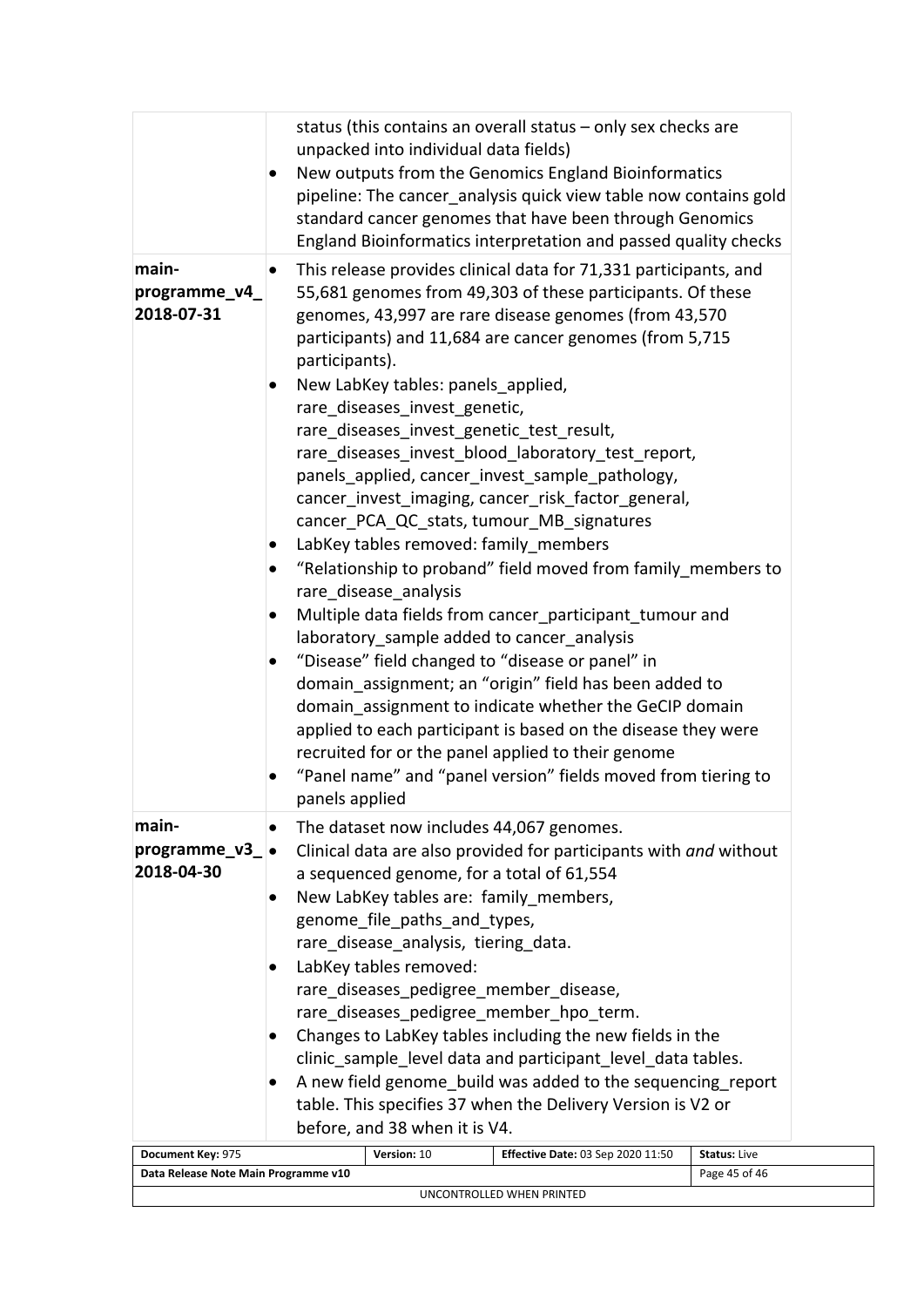| | |
|---|---|
| | <ul><li>status (this contains an overall status – only sex checks are unpacked into individual data fields)</li><li>New outputs from the Genomics England Bioinformatics pipeline: The cancer_analysis quick view table now contains gold standard cancer genomes that have been through Genomics England Bioinformatics interpretation and passed quality checks</li></ul> |
| **main-programme_v4_ 2018-07-31** | <ul><li>This release provides clinical data for 71,331 participants, and 55,681 genomes from 49,303 of these participants. Of these genomes, 43,997 are rare disease genomes (from 43,570 participants) and 11,684 are cancer genomes (from 5,715 participants).</li><li>New LabKey tables: panels_applied, rare_diseases_invest_genetic, rare_diseases_invest_genetic_test_result, rare_diseases_invest_blood_laboratory_test_report, panels_applied, cancer_invest_sample_pathology, cancer_invest_imaging, cancer_risk_factor_general, cancer_PCA_QC_stats, tumour_MB_signatures</li><li>LabKey tables removed: family_members</li><li>"Relationship to proband" field moved from family_members to rare_disease_analysis</li><li>Multiple data fields from cancer_participant_tumour and laboratory_sample added to cancer_analysis</li><li>"Disease" field changed to "disease or panel" in domain_assignment; an "origin" field has been added to domain_assignment to indicate whether the GeCIP domain applied to each participant is based on the disease they were recruited for or the panel applied to their genome</li><li>"Panel name" and "panel version" fields moved from tiering to panels applied</li></ul> |
| **main-programme_v3_ 2018-04-30** | <ul><li>The dataset now includes 44,067 genomes.</li><li>Clinical data are also provided for participants with *and* without a sequenced genome, for a total of 61,554</li><li>New LabKey tables are: family_members, genome_file_paths_and_types, rare_disease_analysis, tiering_data.</li><li>LabKey tables removed: rare_diseases_pedigree_member_disease, rare_diseases_pedigree_member_hpo_term.</li><li>Changes to LabKey tables including the new fields in the clinic_sample_level data and participant_level_data tables.</li><li>A new field genome_build was added to the sequencing_report table. This specifies 37 when the Delivery Version is V2 or before, and 38 when it is V4.</li></ul> |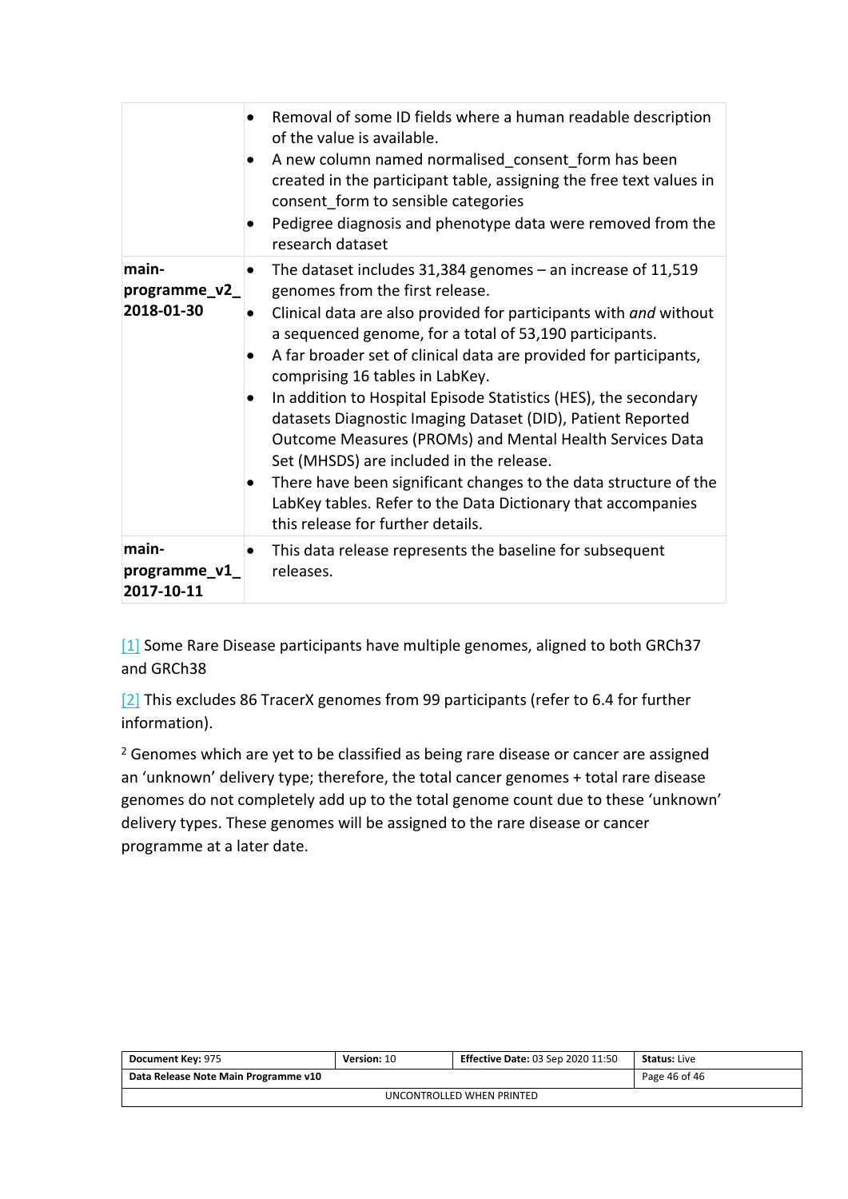| | |
|---|---|
| | • Removal of some ID fields where a human readable description of the value is available.<br>• A new column named normalised_consent_form has been created in the participant table, assigning the free text values in consent_form to sensible categories<br>• Pedigree diagnosis and phenotype data were removed from the research dataset |
| **main-programme_v2_2018-01-30** | • The dataset includes 31,384 genomes – an increase of 11,519 genomes from the first release.<br>• Clinical data are also provided for participants with *and* without a sequenced genome, for a total of 53,190 participants.<br>• A far broader set of clinical data are provided for participants, comprising 16 tables in LabKey.<br>• In addition to Hospital Episode Statistics (HES), the secondary datasets Diagnostic Imaging Dataset (DID), Patient Reported Outcome Measures (PROMs) and Mental Health Services Data Set (MHSDS) are included in the release.<br>• There have been significant changes to the data structure of the LabKey tables. Refer to the Data Dictionary that accompanies this release for further details. |
| **main-programme_v1_2017-10-11** | • This data release represents the baseline for subsequent releases. |

[1] Some Rare Disease participants have multiple genomes, aligned to both GRCh37 and GRCh38

[2] This excludes 86 TracerX genomes from 99 participants (refer to 6.4 for further information).

[2] Genomes which are yet to be classified as being rare disease or cancer are assigned an 'unknown' delivery type; therefore, the total cancer genomes + total rare disease genomes do not completely add up to the total genome count due to these 'unknown' delivery types. These genomes will be assigned to the rare disease or cancer programme at a later date.